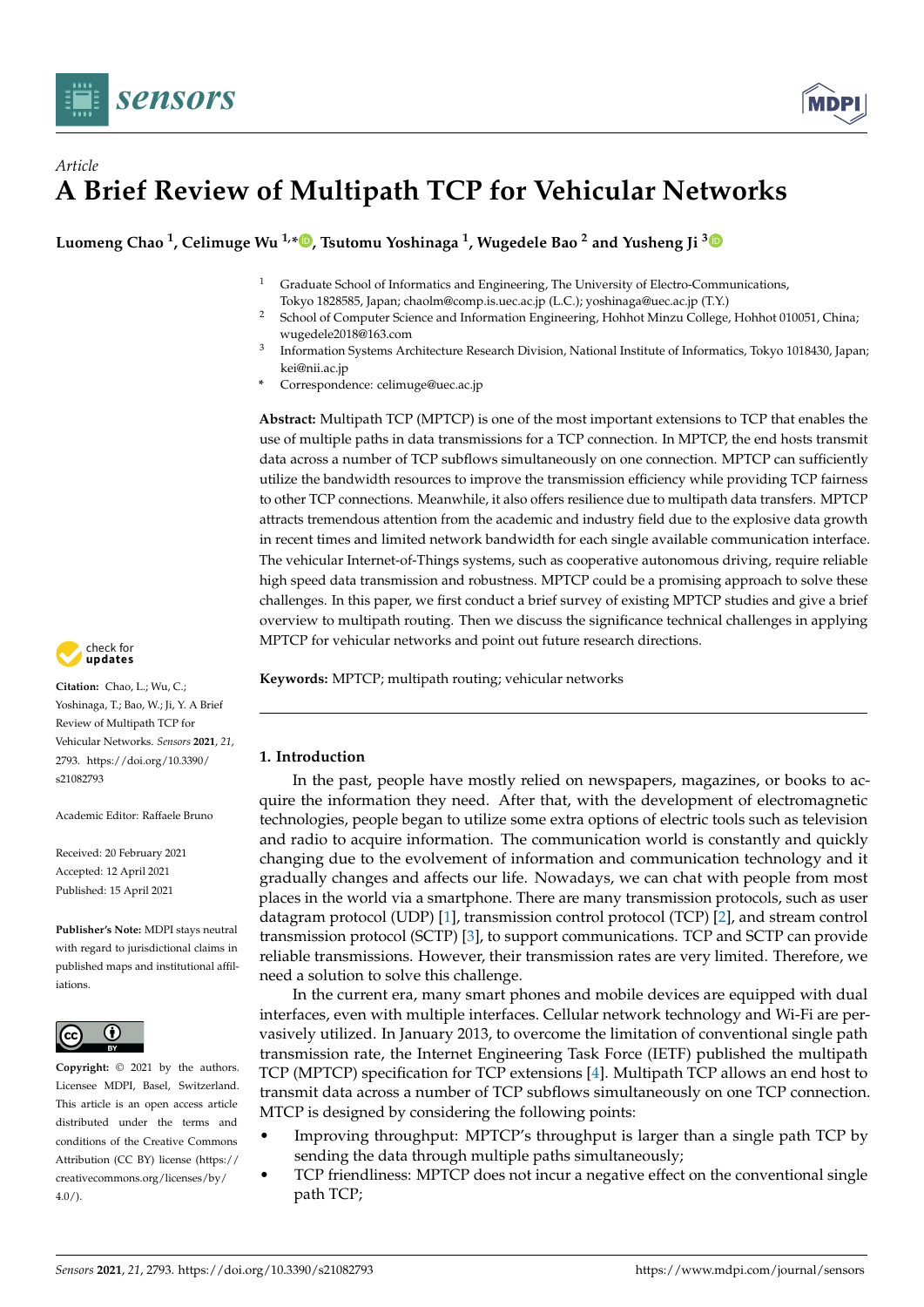*Article*

# A Brief Review of Multipath TCP for Vehicular Networks

**Luomeng Chao [1], Celimuge Wu [1,*], Tsutomu Yoshinaga [1], Wugedele Bao [2] and Yusheng Ji [3]**

[1] Graduate School of Informatics and Engineering, The University of Electro-Communications, Tokyo 1828585, Japan; chaolm@comp.is.uec.ac.jp (L.C.); yoshinaga@uec.ac.jp (T.Y.)

[2] School of Computer Science and Information Engineering, Hohhot Minzu College, Hohhot 010051, China; wugedele2018@163.com

[3] Information Systems Architecture Research Division, National Institute of Informatics, Tokyo 1018430, Japan; kei@nii.ac.jp

\* Correspondence: celimuge@uec.ac.jp

**Abstract:** Multipath TCP (MPTCP) is one of the most important extensions to TCP that enables the use of multiple paths in data transmissions for a TCP connection. In MPTCP, the end hosts transmit data across a number of TCP subflows simultaneously on one connection. MPTCP can sufficiently utilize the bandwidth resources to improve the transmission efficiency while providing TCP fairness to other TCP connections. Meanwhile, it also offers resilience due to multipath data transfers. MPTCP attracts tremendous attention from the academic and industry field due to the explosive data growth in recent times and limited network bandwidth for each single available communication interface. The vehicular Internet-of-Things systems, such as cooperative autonomous driving, require reliable high speed data transmission and robustness. MPTCP could be a promising approach to solve these challenges. In this paper, we first conduct a brief survey of existing MPTCP studies and give a brief overview to multipath routing. Then we discuss the significance technical challenges in applying MPTCP for vehicular networks and point out future research directions.

**Keywords:** MPTCP; multipath routing; vehicular networks

**Citation:** Chao, L.; Wu, C.; Yoshinaga, T.; Bao, W.; Ji, Y. A Brief Review of Multipath TCP for Vehicular Networks. *Sensors* **2021**, *21*, 2793. https://doi.org/10.3390/s21082793

Academic Editor: Raffaele Bruno

Received: 20 February 2021
Accepted: 12 April 2021
Published: 15 April 2021

**Publisher's Note:** MDPI stays neutral with regard to jurisdictional claims in published maps and institutional affiliations.

**Copyright:** © 2021 by the authors. Licensee MDPI, Basel, Switzerland. This article is an open access article distributed under the terms and conditions of the Creative Commons Attribution (CC BY) license (https://creativecommons.org/licenses/by/4.0/).

## 1. Introduction

In the past, people have mostly relied on newspapers, magazines, or books to acquire the information they need. After that, with the development of electromagnetic technologies, people began to utilize some extra options of electric tools such as television and radio to acquire information. The communication world is constantly and quickly changing due to the evolvement of information and communication technology and it gradually changes and affects our life. Nowadays, we can chat with people from most places in the world via a smartphone. There are many transmission protocols, such as user datagram protocol (UDP) [1], transmission control protocol (TCP) [2], and stream control transmission protocol (SCTP) [3], to support communications. TCP and SCTP can provide reliable transmissions. However, their transmission rates are very limited. Therefore, we need a solution to solve this challenge.

In the current era, many smart phones and mobile devices are equipped with dual interfaces, even with multiple interfaces. Cellular network technology and Wi-Fi are pervasively utilized. In January 2013, to overcome the limitation of conventional single path transmission rate, the Internet Engineering Task Force (IETF) published the multipath TCP (MPTCP) specification for TCP extensions [4]. Multipath TCP allows an end host to transmit data across a number of TCP subflows simultaneously on one TCP connection. MTCP is designed by considering the following points:

- Improving throughput: MPTCP's throughput is larger than a single path TCP by sending the data through multiple paths simultaneously;
- TCP friendliness: MPTCP does not incur a negative effect on the conventional single path TCP;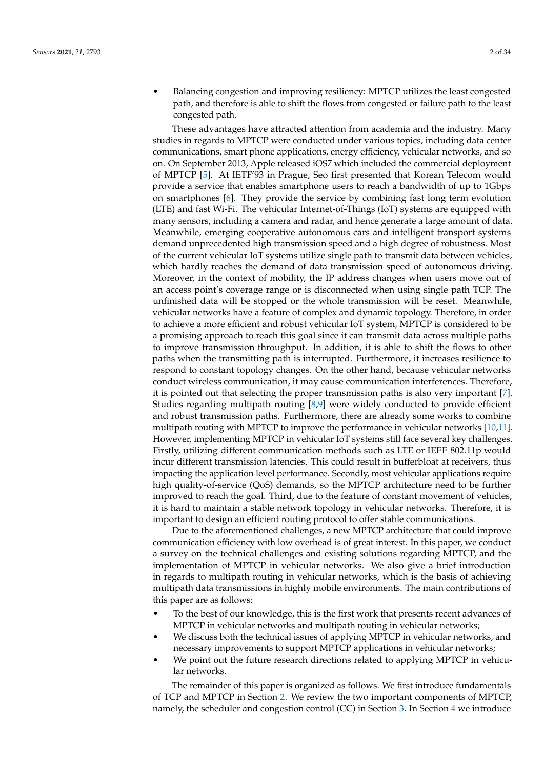- Balancing congestion and improving resiliency: MPTCP utilizes the least congested path, and therefore is able to shift the flows from congested or failure path to the least congested path.

These advantages have attracted attention from academia and the industry. Many studies in regards to MPTCP were conducted under various topics, including data center communications, smart phone applications, energy efficiency, vehicular networks, and so on. On September 2013, Apple released iOS7 which included the commercial deployment of MPTCP [5]. At IETF'93 in Prague, Seo first presented that Korean Telecom would provide a service that enables smartphone users to reach a bandwidth of up to 1Gbps on smartphones [6]. They provide the service by combining fast long term evolution (LTE) and fast Wi-Fi. The vehicular Internet-of-Things (IoT) systems are equipped with many sensors, including a camera and radar, and hence generate a large amount of data. Meanwhile, emerging cooperative autonomous cars and intelligent transport systems demand unprecedented high transmission speed and a high degree of robustness. Most of the current vehicular IoT systems utilize single path to transmit data between vehicles, which hardly reaches the demand of data transmission speed of autonomous driving. Moreover, in the context of mobility, the IP address changes when users move out of an access point's coverage range or is disconnected when using single path TCP. The unfinished data will be stopped or the whole transmission will be reset. Meanwhile, vehicular networks have a feature of complex and dynamic topology. Therefore, in order to achieve a more efficient and robust vehicular IoT system, MPTCP is considered to be a promising approach to reach this goal since it can transmit data across multiple paths to improve transmission throughput. In addition, it is able to shift the flows to other paths when the transmitting path is interrupted. Furthermore, it increases resilience to respond to constant topology changes. On the other hand, because vehicular networks conduct wireless communication, it may cause communication interferences. Therefore, it is pointed out that selecting the proper transmission paths is also very important [7]. Studies regarding multipath routing [8,9] were widely conducted to provide efficient and robust transmission paths. Furthermore, there are already some works to combine multipath routing with MPTCP to improve the performance in vehicular networks [10,11]. However, implementing MPTCP in vehicular IoT systems still face several key challenges. Firstly, utilizing different communication methods such as LTE or IEEE 802.11p would incur different transmission latencies. This could result in bufferbloat at receivers, thus impacting the application level performance. Secondly, most vehicular applications require high quality-of-service (QoS) demands, so the MPTCP architecture need to be further improved to reach the goal. Third, due to the feature of constant movement of vehicles, it is hard to maintain a stable network topology in vehicular networks. Therefore, it is important to design an efficient routing protocol to offer stable communications.

Due to the aforementioned challenges, a new MPTCP architecture that could improve communication efficiency with low overhead is of great interest. In this paper, we conduct a survey on the technical challenges and existing solutions regarding MPTCP, and the implementation of MPTCP in vehicular networks. We also give a brief introduction in regards to multipath routing in vehicular networks, which is the basis of achieving multipath data transmissions in highly mobile environments. The main contributions of this paper are as follows:

- To the best of our knowledge, this is the first work that presents recent advances of MPTCP in vehicular networks and multipath routing in vehicular networks;
- We discuss both the technical issues of applying MPTCP in vehicular networks, and necessary improvements to support MPTCP applications in vehicular networks;
- We point out the future research directions related to applying MPTCP in vehicular networks.

The remainder of this paper is organized as follows. We first introduce fundamentals of TCP and MPTCP in Section 2. We review the two important components of MPTCP, namely, the scheduler and congestion control (CC) in Section 3. In Section 4 we introduce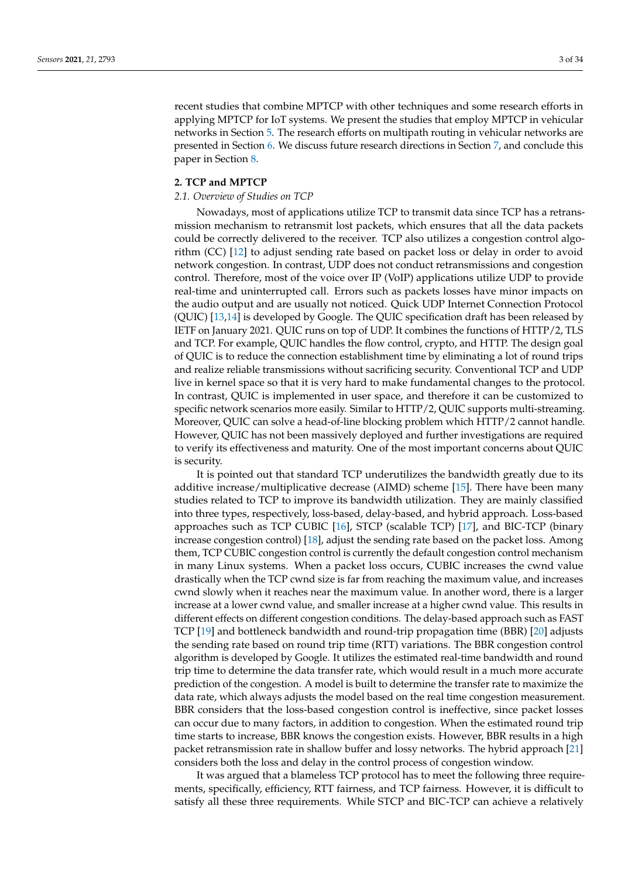recent studies that combine MPTCP with other techniques and some research efforts in applying MPTCP for IoT systems. We present the studies that employ MPTCP in vehicular networks in Section 5. The research efforts on multipath routing in vehicular networks are presented in Section 6. We discuss future research directions in Section 7, and conclude this paper in Section 8.

## 2. TCP and MPTCP

### *2.1. Overview of Studies on TCP*

Nowadays, most of applications utilize TCP to transmit data since TCP has a retransmission mechanism to retransmit lost packets, which ensures that all the data packets could be correctly delivered to the receiver. TCP also utilizes a congestion control algorithm (CC) [12] to adjust sending rate based on packet loss or delay in order to avoid network congestion. In contrast, UDP does not conduct retransmissions and congestion control. Therefore, most of the voice over IP (VoIP) applications utilize UDP to provide real-time and uninterrupted call. Errors such as packets losses have minor impacts on the audio output and are usually not noticed. Quick UDP Internet Connection Protocol (QUIC) [13,14] is developed by Google. The QUIC specification draft has been released by IETF on January 2021. QUIC runs on top of UDP. It combines the functions of HTTP/2, TLS and TCP. For example, QUIC handles the flow control, crypto, and HTTP. The design goal of QUIC is to reduce the connection establishment time by eliminating a lot of round trips and realize reliable transmissions without sacrificing security. Conventional TCP and UDP live in kernel space so that it is very hard to make fundamental changes to the protocol. In contrast, QUIC is implemented in user space, and therefore it can be customized to specific network scenarios more easily. Similar to HTTP/2, QUIC supports multi-streaming. Moreover, QUIC can solve a head-of-line blocking problem which HTTP/2 cannot handle. However, QUIC has not been massively deployed and further investigations are required to verify its effectiveness and maturity. One of the most important concerns about QUIC is security.

It is pointed out that standard TCP underutilizes the bandwidth greatly due to its additive increase/multiplicative decrease (AIMD) scheme [15]. There have been many studies related to TCP to improve its bandwidth utilization. They are mainly classified into three types, respectively, loss-based, delay-based, and hybrid approach. Loss-based approaches such as TCP CUBIC [16], STCP (scalable TCP) [17], and BIC-TCP (binary increase congestion control) [18], adjust the sending rate based on the packet loss. Among them, TCP CUBIC congestion control is currently the default congestion control mechanism in many Linux systems. When a packet loss occurs, CUBIC increases the cwnd value drastically when the TCP cwnd size is far from reaching the maximum value, and increases cwnd slowly when it reaches near the maximum value. In another word, there is a larger increase at a lower cwnd value, and smaller increase at a higher cwnd value. This results in different effects on different congestion conditions. The delay-based approach such as FAST TCP [19] and bottleneck bandwidth and round-trip propagation time (BBR) [20] adjusts the sending rate based on round trip time (RTT) variations. The BBR congestion control algorithm is developed by Google. It utilizes the estimated real-time bandwidth and round trip time to determine the data transfer rate, which would result in a much more accurate prediction of the congestion. A model is built to determine the transfer rate to maximize the data rate, which always adjusts the model based on the real time congestion measurement. BBR considers that the loss-based congestion control is ineffective, since packet losses can occur due to many factors, in addition to congestion. When the estimated round trip time starts to increase, BBR knows the congestion exists. However, BBR results in a high packet retransmission rate in shallow buffer and lossy networks. The hybrid approach [21] considers both the loss and delay in the control process of congestion window.

It was argued that a blameless TCP protocol has to meet the following three requirements, specifically, efficiency, RTT fairness, and TCP fairness. However, it is difficult to satisfy all these three requirements. While STCP and BIC-TCP can achieve a relatively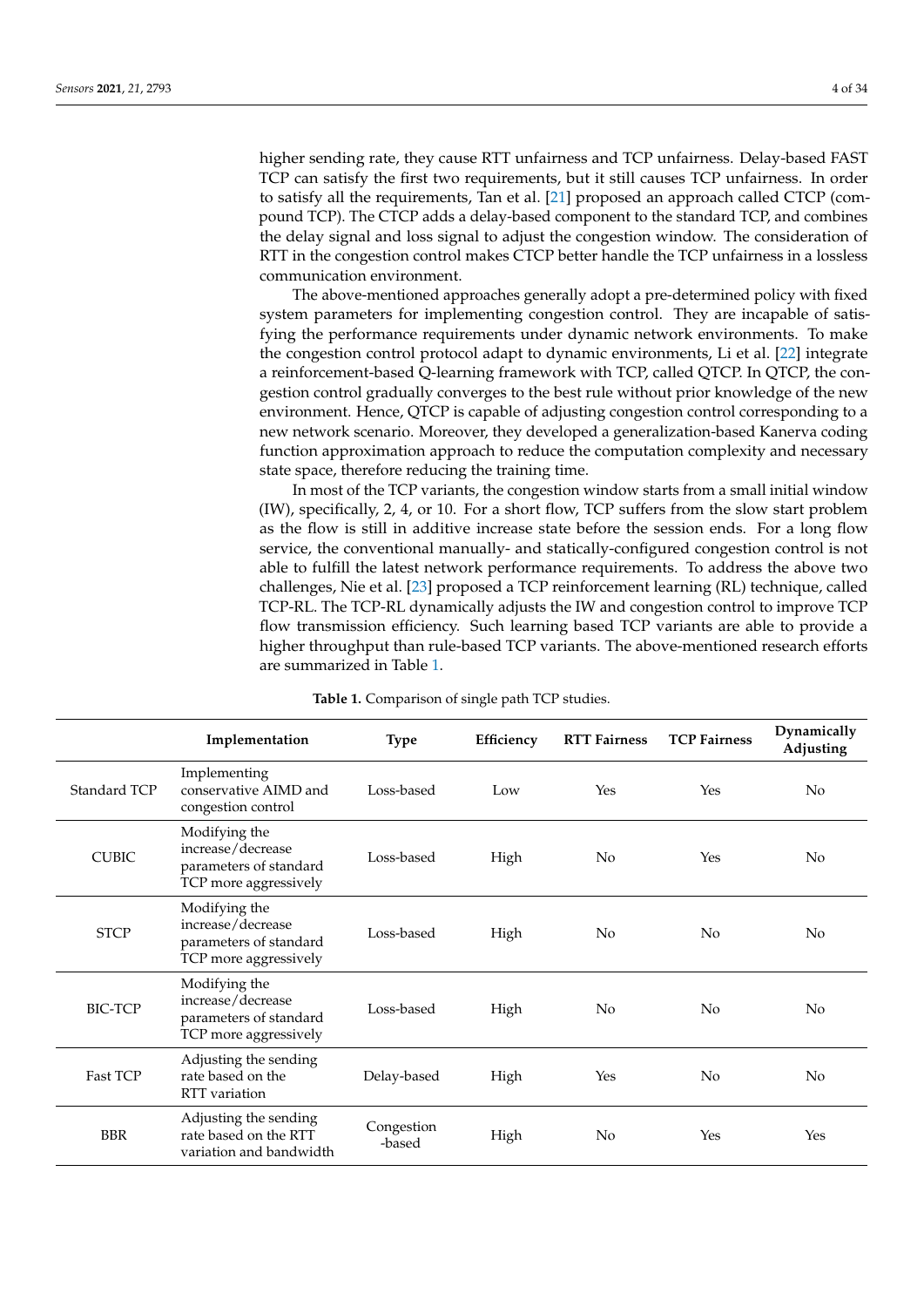higher sending rate, they cause RTT unfairness and TCP unfairness. Delay-based FAST TCP can satisfy the first two requirements, but it still causes TCP unfairness. In order to satisfy all the requirements, Tan et al. [21] proposed an approach called CTCP (compound TCP). The CTCP adds a delay-based component to the standard TCP, and combines the delay signal and loss signal to adjust the congestion window. The consideration of RTT in the congestion control makes CTCP better handle the TCP unfairness in a lossless communication environment.

The above-mentioned approaches generally adopt a pre-determined policy with fixed system parameters for implementing congestion control. They are incapable of satisfying the performance requirements under dynamic network environments. To make the congestion control protocol adapt to dynamic environments, Li et al. [22] integrate a reinforcement-based Q-learning framework with TCP, called QTCP. In QTCP, the congestion control gradually converges to the best rule without prior knowledge of the new environment. Hence, QTCP is capable of adjusting congestion control corresponding to a new network scenario. Moreover, they developed a generalization-based Kanerva coding function approximation approach to reduce the computation complexity and necessary state space, therefore reducing the training time.

In most of the TCP variants, the congestion window starts from a small initial window (IW), specifically, 2, 4, or 10. For a short flow, TCP suffers from the slow start problem as the flow is still in additive increase state before the session ends. For a long flow service, the conventional manually- and statically-configured congestion control is not able to fulfill the latest network performance requirements. To address the above two challenges, Nie et al. [23] proposed a TCP reinforcement learning (RL) technique, called TCP-RL. The TCP-RL dynamically adjusts the IW and congestion control to improve TCP flow transmission efficiency. Such learning based TCP variants are able to provide a higher throughput than rule-based TCP variants. The above-mentioned research efforts are summarized in Table 1.

**Table 1.** Comparison of single path TCP studies.

| | Implementation | Type | Efficiency | RTT Fairness | TCP Fairness | Dynamically Adjusting |
|---|---|---|---|---|---|---|
| Standard TCP | Implementing conservative AIMD and congestion control | Loss-based | Low | Yes | Yes | No |
| CUBIC | Modifying the increase/decrease parameters of standard TCP more aggressively | Loss-based | High | No | Yes | No |
| STCP | Modifying the increase/decrease parameters of standard TCP more aggressively | Loss-based | High | No | No | No |
| BIC-TCP | Modifying the increase/decrease parameters of standard TCP more aggressively | Loss-based | High | No | No | No |
| Fast TCP | Adjusting the sending rate based on the RTT variation | Delay-based | High | Yes | No | No |
| BBR | Adjusting the sending rate based on the RTT variation and bandwidth | Congestion -based | High | No | Yes | Yes |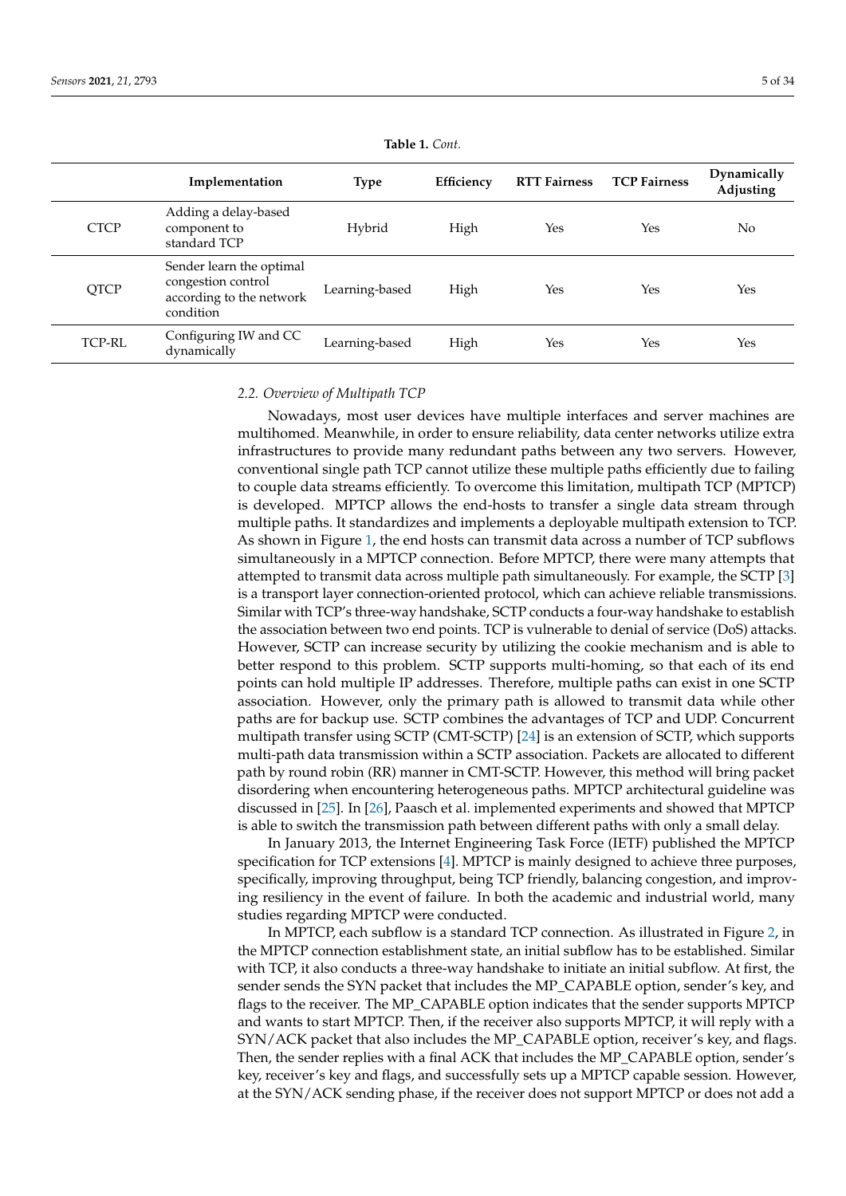**Table 1.** *Cont.*

| | Implementation | Type | Efficiency | RTT Fairness | TCP Fairness | Dynamically Adjusting |
|---|---|---|---|---|---|---|
| CTCP | Adding a delay-based component to standard TCP | Hybrid | High | Yes | Yes | No |
| QTCP | Sender learn the optimal congestion control according to the network condition | Learning-based | High | Yes | Yes | Yes |
| TCP-RL | Configuring IW and CC dynamically | Learning-based | High | Yes | Yes | Yes |

### *2.2. Overview of Multipath TCP*

Nowadays, most user devices have multiple interfaces and server machines are multihomed. Meanwhile, in order to ensure reliability, data center networks utilize extra infrastructures to provide many redundant paths between any two servers. However, conventional single path TCP cannot utilize these multiple paths efficiently due to failing to couple data streams efficiently. To overcome this limitation, multipath TCP (MPTCP) is developed. MPTCP allows the end-hosts to transfer a single data stream through multiple paths. It standardizes and implements a deployable multipath extension to TCP. As shown in Figure 1, the end hosts can transmit data across a number of TCP subflows simultaneously in a MPTCP connection. Before MPTCP, there were many attempts that attempted to transmit data across multiple path simultaneously. For example, the SCTP [3] is a transport layer connection-oriented protocol, which can achieve reliable transmissions. Similar with TCP's three-way handshake, SCTP conducts a four-way handshake to establish the association between two end points. TCP is vulnerable to denial of service (DoS) attacks. However, SCTP can increase security by utilizing the cookie mechanism and is able to better respond to this problem. SCTP supports multi-homing, so that each of its end points can hold multiple IP addresses. Therefore, multiple paths can exist in one SCTP association. However, only the primary path is allowed to transmit data while other paths are for backup use. SCTP combines the advantages of TCP and UDP. Concurrent multipath transfer using SCTP (CMT-SCTP) [24] is an extension of SCTP, which supports multi-path data transmission within a SCTP association. Packets are allocated to different path by round robin (RR) manner in CMT-SCTP. However, this method will bring packet disordering when encountering heterogeneous paths. MPTCP architectural guideline was discussed in [25]. In [26], Paasch et al. implemented experiments and showed that MPTCP is able to switch the transmission path between different paths with only a small delay.

In January 2013, the Internet Engineering Task Force (IETF) published the MPTCP specification for TCP extensions [4]. MPTCP is mainly designed to achieve three purposes, specifically, improving throughput, being TCP friendly, balancing congestion, and improving resiliency in the event of failure. In both the academic and industrial world, many studies regarding MPTCP were conducted.

In MPTCP, each subflow is a standard TCP connection. As illustrated in Figure 2, in the MPTCP connection establishment state, an initial subflow has to be established. Similar with TCP, it also conducts a three-way handshake to initiate an initial subflow. At first, the sender sends the SYN packet that includes the MP_CAPABLE option, sender's key, and flags to the receiver. The MP_CAPABLE option indicates that the sender supports MPTCP and wants to start MPTCP. Then, if the receiver also supports MPTCP, it will reply with a SYN/ACK packet that also includes the MP_CAPABLE option, receiver's key, and flags. Then, the sender replies with a final ACK that includes the MP_CAPABLE option, sender's key, receiver's key and flags, and successfully sets up a MPTCP capable session. However, at the SYN/ACK sending phase, if the receiver does not support MPTCP or does not add a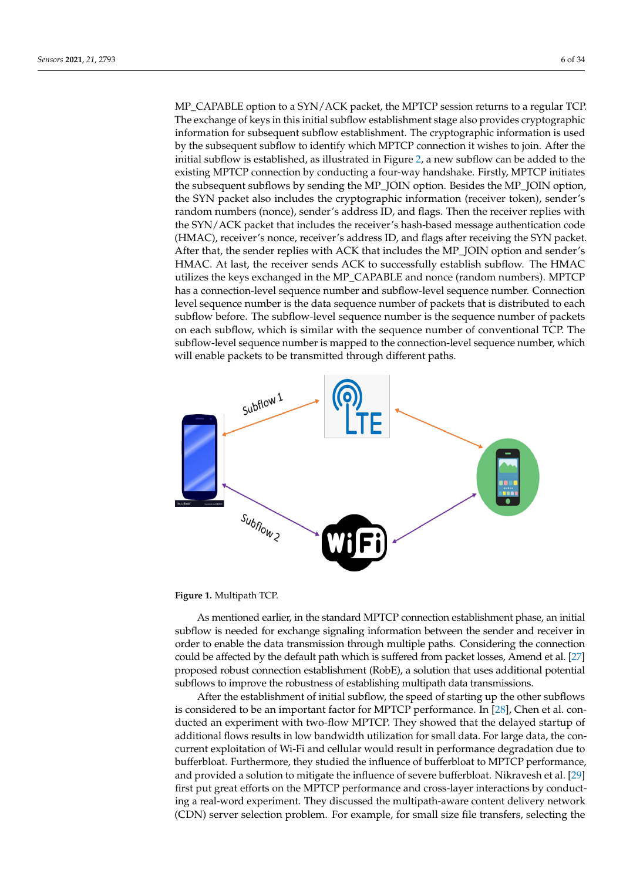MP_CAPABLE option to a SYN/ACK packet, the MPTCP session returns to a regular TCP. The exchange of keys in this initial subflow establishment stage also provides cryptographic information for subsequent subflow establishment. The cryptographic information is used by the subsequent subflow to identify which MPTCP connection it wishes to join. After the initial subflow is established, as illustrated in Figure 2, a new subflow can be added to the existing MPTCP connection by conducting a four-way handshake. Firstly, MPTCP initiates the subsequent subflows by sending the MP_JOIN option. Besides the MP_JOIN option, the SYN packet also includes the cryptographic information (receiver token), sender's random numbers (nonce), sender's address ID, and flags. Then the receiver replies with the SYN/ACK packet that includes the receiver's hash-based message authentication code (HMAC), receiver's nonce, receiver's address ID, and flags after receiving the SYN packet. After that, the sender replies with ACK that includes the MP_JOIN option and sender's HMAC. At last, the receiver sends ACK to successfully establish subflow. The HMAC utilizes the keys exchanged in the MP_CAPABLE and nonce (random numbers). MPTCP has a connection-level sequence number and subflow-level sequence number. Connection level sequence number is the data sequence number of packets that is distributed to each subflow before. The subflow-level sequence number is the sequence number of packets on each subflow, which is similar with the sequence number of conventional TCP. The subflow-level sequence number is mapped to the connection-level sequence number, which will enable packets to be transmitted through different paths.

**Figure 1.** Multipath TCP.

As mentioned earlier, in the standard MPTCP connection establishment phase, an initial subflow is needed for exchange signaling information between the sender and receiver in order to enable the data transmission through multiple paths. Considering the connection could be affected by the default path which is suffered from packet losses, Amend et al. [27] proposed robust connection establishment (RobE), a solution that uses additional potential subflows to improve the robustness of establishing multipath data transmissions.

After the establishment of initial subflow, the speed of starting up the other subflows is considered to be an important factor for MPTCP performance. In [28], Chen et al. conducted an experiment with two-flow MPTCP. They showed that the delayed startup of additional flows results in low bandwidth utilization for small data. For large data, the concurrent exploitation of Wi-Fi and cellular would result in performance degradation due to bufferbloat. Furthermore, they studied the influence of bufferbloat to MPTCP performance, and provided a solution to mitigate the influence of severe bufferbloat. Nikravesh et al. [29] first put great efforts on the MPTCP performance and cross-layer interactions by conducting a real-word experiment. They discussed the multipath-aware content delivery network (CDN) server selection problem. For example, for small size file transfers, selecting the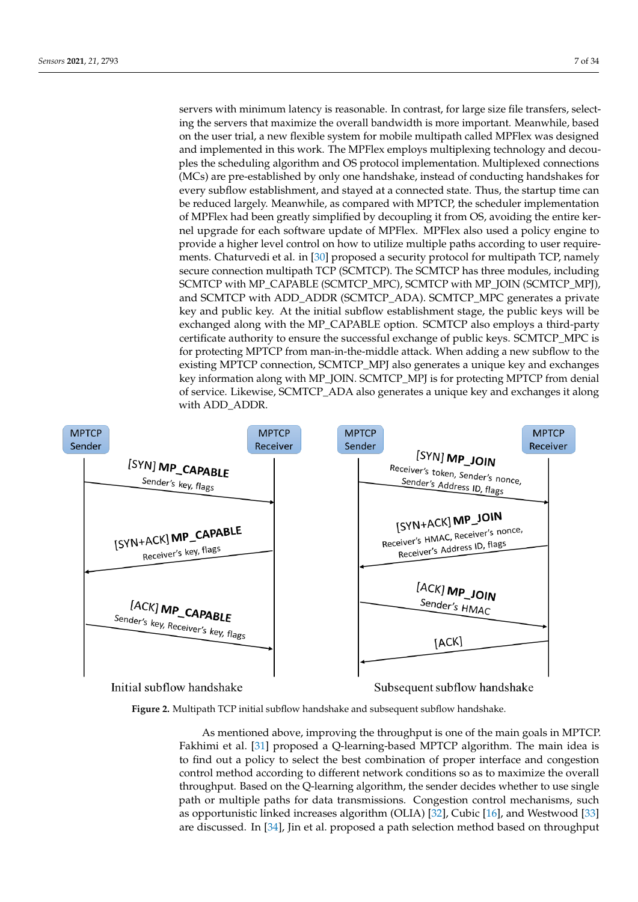servers with minimum latency is reasonable. In contrast, for large size file transfers, selecting the servers that maximize the overall bandwidth is more important. Meanwhile, based on the user trial, a new flexible system for mobile multipath called MPFlex was designed and implemented in this work. The MPFlex employs multiplexing technology and decouples the scheduling algorithm and OS protocol implementation. Multiplexed connections (MCs) are pre-established by only one handshake, instead of conducting handshakes for every subflow establishment, and stayed at a connected state. Thus, the startup time can be reduced largely. Meanwhile, as compared with MPTCP, the scheduler implementation of MPFlex had been greatly simplified by decoupling it from OS, avoiding the entire kernel upgrade for each software update of MPFlex. MPFlex also used a policy engine to provide a higher level control on how to utilize multiple paths according to user requirements. Chaturvedi et al. in [30] proposed a security protocol for multipath TCP, namely secure connection multipath TCP (SCMTCP). The SCMTCP has three modules, including SCMTCP with MP_CAPABLE (SCMTCP_MPC), SCMTCP with MP_JOIN (SCMTCP_MPJ), and SCMTCP with ADD_ADDR (SCMTCP_ADA). SCMTCP_MPC generates a private key and public key. At the initial subflow establishment stage, the public keys will be exchanged along with the MP_CAPABLE option. SCMTCP also employs a third-party certificate authority to ensure the successful exchange of public keys. SCMTCP_MPC is for protecting MPTCP from man-in-the-middle attack. When adding a new subflow to the existing MPTCP connection, SCMTCP_MPJ also generates a unique key and exchanges key information along with MP_JOIN. SCMTCP_MPJ is for protecting MPTCP from denial of service. Likewise, SCMTCP_ADA also generates a unique key and exchanges it along with ADD_ADDR.

**Figure 2.** Multipath TCP initial subflow handshake and subsequent subflow handshake.

As mentioned above, improving the throughput is one of the main goals in MPTCP. Fakhimi et al. [31] proposed a Q-learning-based MPTCP algorithm. The main idea is to find out a policy to select the best combination of proper interface and congestion control method according to different network conditions so as to maximize the overall throughput. Based on the Q-learning algorithm, the sender decides whether to use single path or multiple paths for data transmissions. Congestion control mechanisms, such as opportunistic linked increases algorithm (OLIA) [32], Cubic [16], and Westwood [33] are discussed. In [34], Jin et al. proposed a path selection method based on throughput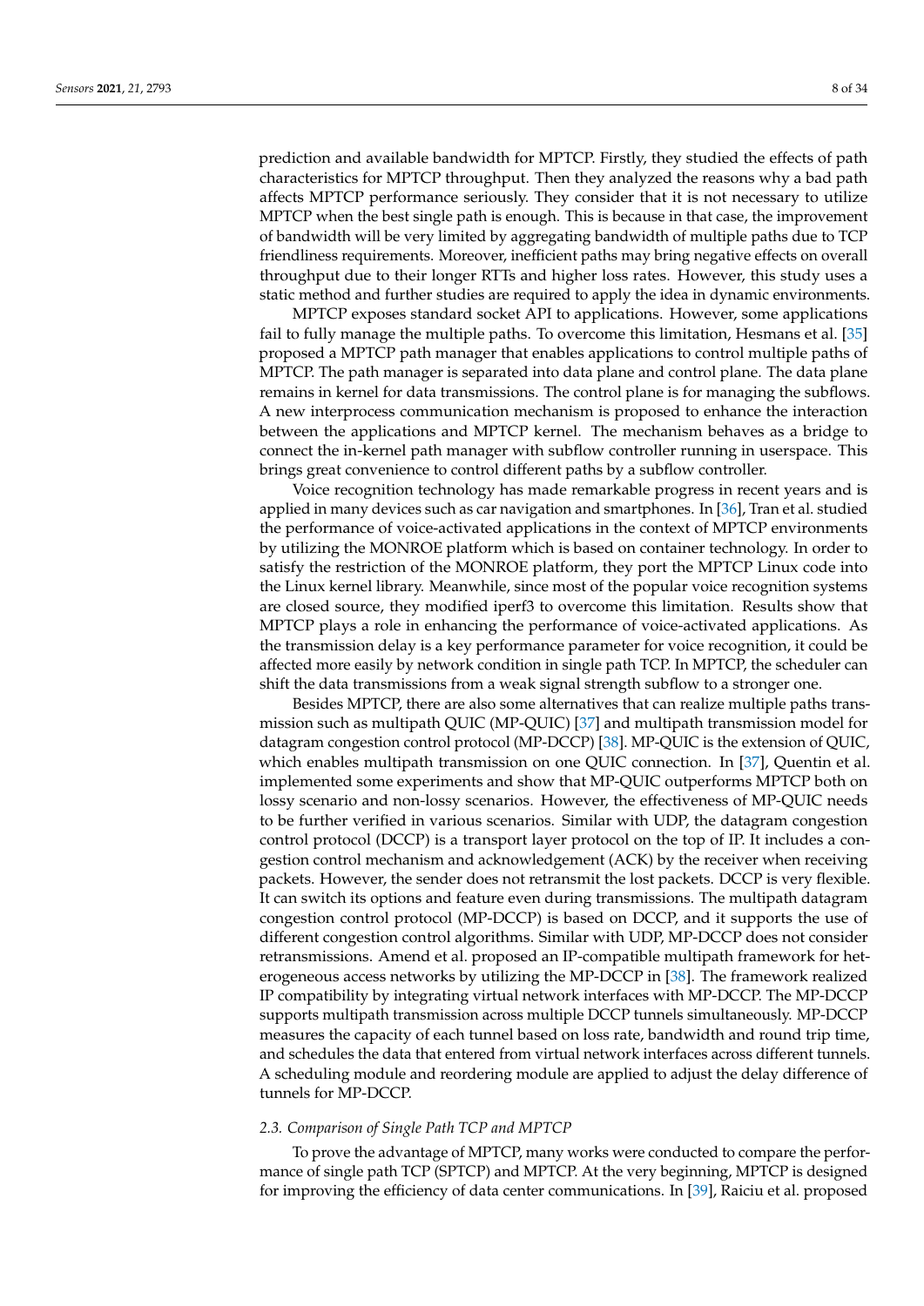prediction and available bandwidth for MPTCP. Firstly, they studied the effects of path characteristics for MPTCP throughput. Then they analyzed the reasons why a bad path affects MPTCP performance seriously. They consider that it is not necessary to utilize MPTCP when the best single path is enough. This is because in that case, the improvement of bandwidth will be very limited by aggregating bandwidth of multiple paths due to TCP friendliness requirements. Moreover, inefficient paths may bring negative effects on overall throughput due to their longer RTTs and higher loss rates. However, this study uses a static method and further studies are required to apply the idea in dynamic environments.

MPTCP exposes standard socket API to applications. However, some applications fail to fully manage the multiple paths. To overcome this limitation, Hesmans et al. [35] proposed a MPTCP path manager that enables applications to control multiple paths of MPTCP. The path manager is separated into data plane and control plane. The data plane remains in kernel for data transmissions. The control plane is for managing the subflows. A new interprocess communication mechanism is proposed to enhance the interaction between the applications and MPTCP kernel. The mechanism behaves as a bridge to connect the in-kernel path manager with subflow controller running in userspace. This brings great convenience to control different paths by a subflow controller.

Voice recognition technology has made remarkable progress in recent years and is applied in many devices such as car navigation and smartphones. In [36], Tran et al. studied the performance of voice-activated applications in the context of MPTCP environments by utilizing the MONROE platform which is based on container technology. In order to satisfy the restriction of the MONROE platform, they port the MPTCP Linux code into the Linux kernel library. Meanwhile, since most of the popular voice recognition systems are closed source, they modified iperf3 to overcome this limitation. Results show that MPTCP plays a role in enhancing the performance of voice-activated applications. As the transmission delay is a key performance parameter for voice recognition, it could be affected more easily by network condition in single path TCP. In MPTCP, the scheduler can shift the data transmissions from a weak signal strength subflow to a stronger one.

Besides MPTCP, there are also some alternatives that can realize multiple paths transmission such as multipath QUIC (MP-QUIC) [37] and multipath transmission model for datagram congestion control protocol (MP-DCCP) [38]. MP-QUIC is the extension of QUIC, which enables multipath transmission on one QUIC connection. In [37], Quentin et al. implemented some experiments and show that MP-QUIC outperforms MPTCP both on lossy scenario and non-lossy scenarios. However, the effectiveness of MP-QUIC needs to be further verified in various scenarios. Similar with UDP, the datagram congestion control protocol (DCCP) is a transport layer protocol on the top of IP. It includes a congestion control mechanism and acknowledgement (ACK) by the receiver when receiving packets. However, the sender does not retransmit the lost packets. DCCP is very flexible. It can switch its options and feature even during transmissions. The multipath datagram congestion control protocol (MP-DCCP) is based on DCCP, and it supports the use of different congestion control algorithms. Similar with UDP, MP-DCCP does not consider retransmissions. Amend et al. proposed an IP-compatible multipath framework for heterogeneous access networks by utilizing the MP-DCCP in [38]. The framework realized IP compatibility by integrating virtual network interfaces with MP-DCCP. The MP-DCCP supports multipath transmission across multiple DCCP tunnels simultaneously. MP-DCCP measures the capacity of each tunnel based on loss rate, bandwidth and round trip time, and schedules the data that entered from virtual network interfaces across different tunnels. A scheduling module and reordering module are applied to adjust the delay difference of tunnels for MP-DCCP.

### *2.3. Comparison of Single Path TCP and MPTCP*

To prove the advantage of MPTCP, many works were conducted to compare the performance of single path TCP (SPTCP) and MPTCP. At the very beginning, MPTCP is designed for improving the efficiency of data center communications. In [39], Raiciu et al. proposed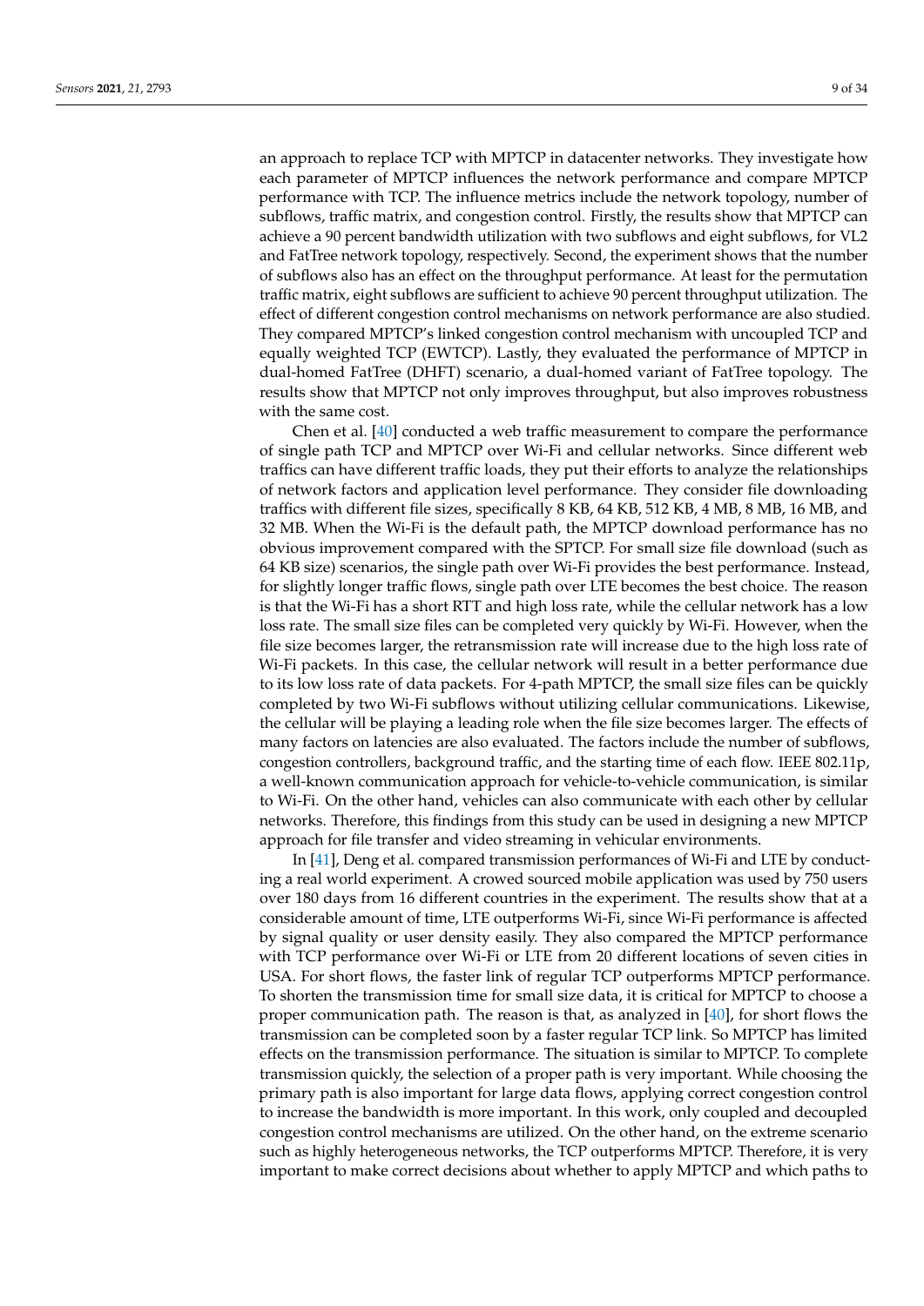an approach to replace TCP with MPTCP in datacenter networks. They investigate how each parameter of MPTCP influences the network performance and compare MPTCP performance with TCP. The influence metrics include the network topology, number of subflows, traffic matrix, and congestion control. Firstly, the results show that MPTCP can achieve a 90 percent bandwidth utilization with two subflows and eight subflows, for VL2 and FatTree network topology, respectively. Second, the experiment shows that the number of subflows also has an effect on the throughput performance. At least for the permutation traffic matrix, eight subflows are sufficient to achieve 90 percent throughput utilization. The effect of different congestion control mechanisms on network performance are also studied. They compared MPTCP's linked congestion control mechanism with uncoupled TCP and equally weighted TCP (EWTCP). Lastly, they evaluated the performance of MPTCP in dual-homed FatTree (DHFT) scenario, a dual-homed variant of FatTree topology. The results show that MPTCP not only improves throughput, but also improves robustness with the same cost.

Chen et al. [40] conducted a web traffic measurement to compare the performance of single path TCP and MPTCP over Wi-Fi and cellular networks. Since different web traffics can have different traffic loads, they put their efforts to analyze the relationships of network factors and application level performance. They consider file downloading traffics with different file sizes, specifically 8 KB, 64 KB, 512 KB, 4 MB, 8 MB, 16 MB, and 32 MB. When the Wi-Fi is the default path, the MPTCP download performance has no obvious improvement compared with the SPTCP. For small size file download (such as 64 KB size) scenarios, the single path over Wi-Fi provides the best performance. Instead, for slightly longer traffic flows, single path over LTE becomes the best choice. The reason is that the Wi-Fi has a short RTT and high loss rate, while the cellular network has a low loss rate. The small size files can be completed very quickly by Wi-Fi. However, when the file size becomes larger, the retransmission rate will increase due to the high loss rate of Wi-Fi packets. In this case, the cellular network will result in a better performance due to its low loss rate of data packets. For 4-path MPTCP, the small size files can be quickly completed by two Wi-Fi subflows without utilizing cellular communications. Likewise, the cellular will be playing a leading role when the file size becomes larger. The effects of many factors on latencies are also evaluated. The factors include the number of subflows, congestion controllers, background traffic, and the starting time of each flow. IEEE 802.11p, a well-known communication approach for vehicle-to-vehicle communication, is similar to Wi-Fi. On the other hand, vehicles can also communicate with each other by cellular networks. Therefore, this findings from this study can be used in designing a new MPTCP approach for file transfer and video streaming in vehicular environments.

In [41], Deng et al. compared transmission performances of Wi-Fi and LTE by conducting a real world experiment. A crowed sourced mobile application was used by 750 users over 180 days from 16 different countries in the experiment. The results show that at a considerable amount of time, LTE outperforms Wi-Fi, since Wi-Fi performance is affected by signal quality or user density easily. They also compared the MPTCP performance with TCP performance over Wi-Fi or LTE from 20 different locations of seven cities in USA. For short flows, the faster link of regular TCP outperforms MPTCP performance. To shorten the transmission time for small size data, it is critical for MPTCP to choose a proper communication path. The reason is that, as analyzed in [40], for short flows the transmission can be completed soon by a faster regular TCP link. So MPTCP has limited effects on the transmission performance. The situation is similar to MPTCP. To complete transmission quickly, the selection of a proper path is very important. While choosing the primary path is also important for large data flows, applying correct congestion control to increase the bandwidth is more important. In this work, only coupled and decoupled congestion control mechanisms are utilized. On the other hand, on the extreme scenario such as highly heterogeneous networks, the TCP outperforms MPTCP. Therefore, it is very important to make correct decisions about whether to apply MPTCP and which paths to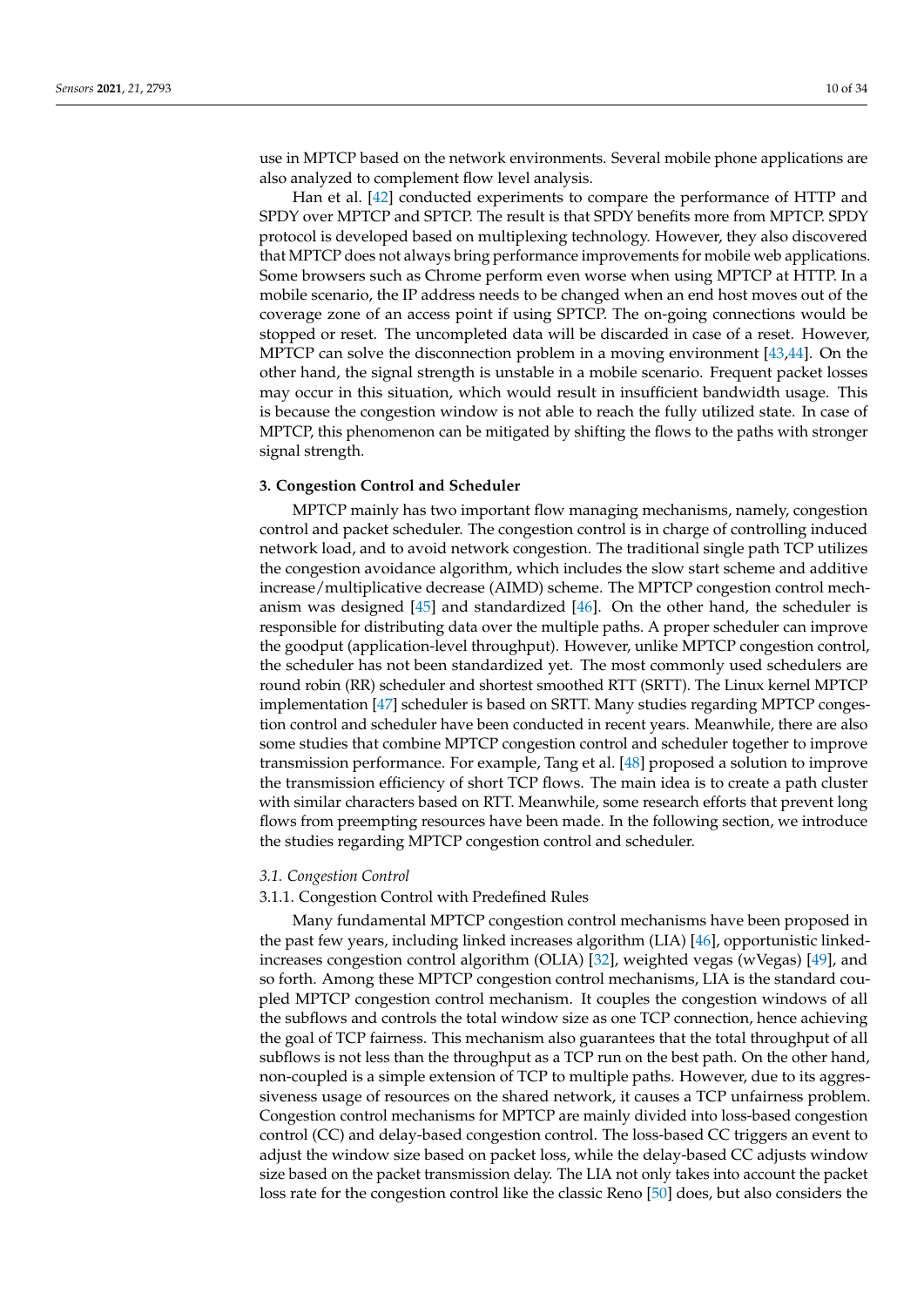use in MPTCP based on the network environments. Several mobile phone applications are also analyzed to complement flow level analysis.

Han et al. [42] conducted experiments to compare the performance of HTTP and SPDY over MPTCP and SPTCP. The result is that SPDY benefits more from MPTCP. SPDY protocol is developed based on multiplexing technology. However, they also discovered that MPTCP does not always bring performance improvements for mobile web applications. Some browsers such as Chrome perform even worse when using MPTCP at HTTP. In a mobile scenario, the IP address needs to be changed when an end host moves out of the coverage zone of an access point if using SPTCP. The on-going connections would be stopped or reset. The uncompleted data will be discarded in case of a reset. However, MPTCP can solve the disconnection problem in a moving environment [43,44]. On the other hand, the signal strength is unstable in a mobile scenario. Frequent packet losses may occur in this situation, which would result in insufficient bandwidth usage. This is because the congestion window is not able to reach the fully utilized state. In case of MPTCP, this phenomenon can be mitigated by shifting the flows to the paths with stronger signal strength.

## 3. Congestion Control and Scheduler

MPTCP mainly has two important flow managing mechanisms, namely, congestion control and packet scheduler. The congestion control is in charge of controlling induced network load, and to avoid network congestion. The traditional single path TCP utilizes the congestion avoidance algorithm, which includes the slow start scheme and additive increase/multiplicative decrease (AIMD) scheme. The MPTCP congestion control mechanism was designed [45] and standardized [46]. On the other hand, the scheduler is responsible for distributing data over the multiple paths. A proper scheduler can improve the goodput (application-level throughput). However, unlike MPTCP congestion control, the scheduler has not been standardized yet. The most commonly used schedulers are round robin (RR) scheduler and shortest smoothed RTT (SRTT). The Linux kernel MPTCP implementation [47] scheduler is based on SRTT. Many studies regarding MPTCP congestion control and scheduler have been conducted in recent years. Meanwhile, there are also some studies that combine MPTCP congestion control and scheduler together to improve transmission performance. For example, Tang et al. [48] proposed a solution to improve the transmission efficiency of short TCP flows. The main idea is to create a path cluster with similar characters based on RTT. Meanwhile, some research efforts that prevent long flows from preempting resources have been made. In the following section, we introduce the studies regarding MPTCP congestion control and scheduler.

### *3.1. Congestion Control*

#### 3.1.1. Congestion Control with Predefined Rules

Many fundamental MPTCP congestion control mechanisms have been proposed in the past few years, including linked increases algorithm (LIA) [46], opportunistic linked-increases congestion control algorithm (OLIA) [32], weighted vegas (wVegas) [49], and so forth. Among these MPTCP congestion control mechanisms, LIA is the standard coupled MPTCP congestion control mechanism. It couples the congestion windows of all the subflows and controls the total window size as one TCP connection, hence achieving the goal of TCP fairness. This mechanism also guarantees that the total throughput of all subflows is not less than the throughput as a TCP run on the best path. On the other hand, non-coupled is a simple extension of TCP to multiple paths. However, due to its aggressiveness usage of resources on the shared network, it causes a TCP unfairness problem. Congestion control mechanisms for MPTCP are mainly divided into loss-based congestion control (CC) and delay-based congestion control. The loss-based CC triggers an event to adjust the window size based on packet loss, while the delay-based CC adjusts window size based on the packet transmission delay. The LIA not only takes into account the packet loss rate for the congestion control like the classic Reno [50] does, but also considers the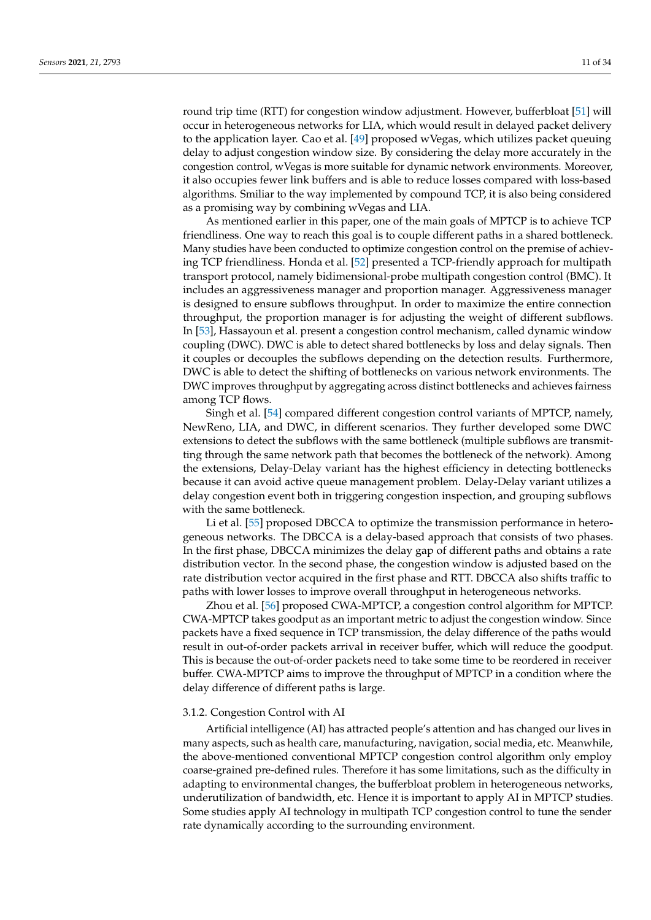round trip time (RTT) for congestion window adjustment. However, bufferbloat [51] will occur in heterogeneous networks for LIA, which would result in delayed packet delivery to the application layer. Cao et al. [49] proposed wVegas, which utilizes packet queuing delay to adjust congestion window size. By considering the delay more accurately in the congestion control, wVegas is more suitable for dynamic network environments. Moreover, it also occupies fewer link buffers and is able to reduce losses compared with loss-based algorithms. Smiliar to the way implemented by compound TCP, it is also being considered as a promising way by combining wVegas and LIA.

As mentioned earlier in this paper, one of the main goals of MPTCP is to achieve TCP friendliness. One way to reach this goal is to couple different paths in a shared bottleneck. Many studies have been conducted to optimize congestion control on the premise of achieving TCP friendliness. Honda et al. [52] presented a TCP-friendly approach for multipath transport protocol, namely bidimensional-probe multipath congestion control (BMC). It includes an aggressiveness manager and proportion manager. Aggressiveness manager is designed to ensure subflows throughput. In order to maximize the entire connection throughput, the proportion manager is for adjusting the weight of different subflows. In [53], Hassayoun et al. present a congestion control mechanism, called dynamic window coupling (DWC). DWC is able to detect shared bottlenecks by loss and delay signals. Then it couples or decouples the subflows depending on the detection results. Furthermore, DWC is able to detect the shifting of bottlenecks on various network environments. The DWC improves throughput by aggregating across distinct bottlenecks and achieves fairness among TCP flows.

Singh et al. [54] compared different congestion control variants of MPTCP, namely, NewReno, LIA, and DWC, in different scenarios. They further developed some DWC extensions to detect the subflows with the same bottleneck (multiple subflows are transmitting through the same network path that becomes the bottleneck of the network). Among the extensions, Delay-Delay variant has the highest efficiency in detecting bottlenecks because it can avoid active queue management problem. Delay-Delay variant utilizes a delay congestion event both in triggering congestion inspection, and grouping subflows with the same bottleneck.

Li et al. [55] proposed DBCCA to optimize the transmission performance in heterogeneous networks. The DBCCA is a delay-based approach that consists of two phases. In the first phase, DBCCA minimizes the delay gap of different paths and obtains a rate distribution vector. In the second phase, the congestion window is adjusted based on the rate distribution vector acquired in the first phase and RTT. DBCCA also shifts traffic to paths with lower losses to improve overall throughput in heterogeneous networks.

Zhou et al. [56] proposed CWA-MPTCP, a congestion control algorithm for MPTCP. CWA-MPTCP takes goodput as an important metric to adjust the congestion window. Since packets have a fixed sequence in TCP transmission, the delay difference of the paths would result in out-of-order packets arrival in receiver buffer, which will reduce the goodput. This is because the out-of-order packets need to take some time to be reordered in receiver buffer. CWA-MPTCP aims to improve the throughput of MPTCP in a condition where the delay difference of different paths is large.

#### 3.1.2. Congestion Control with AI

Artificial intelligence (AI) has attracted people's attention and has changed our lives in many aspects, such as health care, manufacturing, navigation, social media, etc. Meanwhile, the above-mentioned conventional MPTCP congestion control algorithm only employ coarse-grained pre-defined rules. Therefore it has some limitations, such as the difficulty in adapting to environmental changes, the bufferbloat problem in heterogeneous networks, underutilization of bandwidth, etc. Hence it is important to apply AI in MPTCP studies. Some studies apply AI technology in multipath TCP congestion control to tune the sender rate dynamically according to the surrounding environment.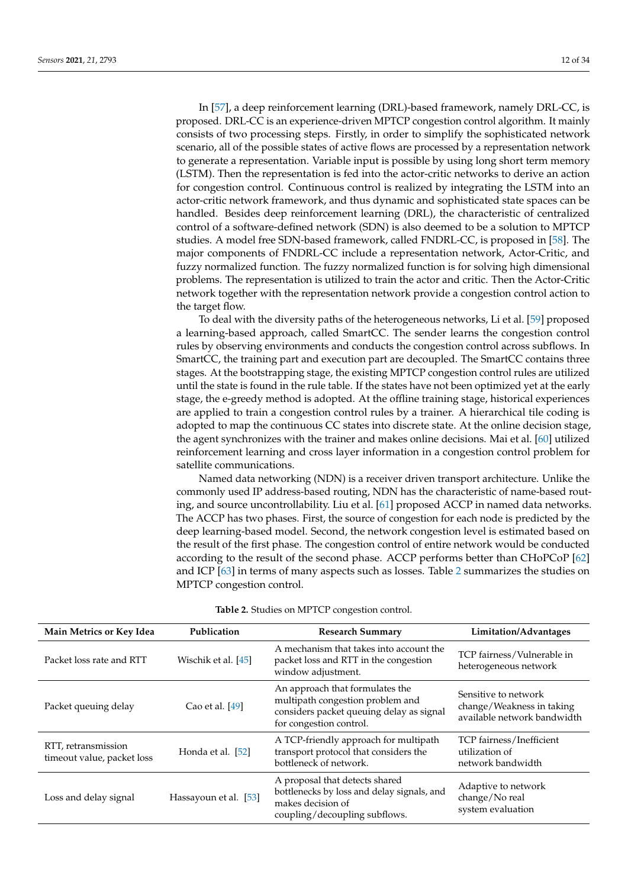In [57], a deep reinforcement learning (DRL)-based framework, namely DRL-CC, is proposed. DRL-CC is an experience-driven MPTCP congestion control algorithm. It mainly consists of two processing steps. Firstly, in order to simplify the sophisticated network scenario, all of the possible states of active flows are processed by a representation network to generate a representation. Variable input is possible by using long short term memory (LSTM). Then the representation is fed into the actor-critic networks to derive an action for congestion control. Continuous control is realized by integrating the LSTM into an actor-critic network framework, and thus dynamic and sophisticated state spaces can be handled. Besides deep reinforcement learning (DRL), the characteristic of centralized control of a software-defined network (SDN) is also deemed to be a solution to MPTCP studies. A model free SDN-based framework, called FNDRL-CC, is proposed in [58]. The major components of FNDRL-CC include a representation network, Actor-Critic, and fuzzy normalized function. The fuzzy normalized function is for solving high dimensional problems. The representation is utilized to train the actor and critic. Then the Actor-Critic network together with the representation network provide a congestion control action to the target flow.

To deal with the diversity paths of the heterogeneous networks, Li et al. [59] proposed a learning-based approach, called SmartCC. The sender learns the congestion control rules by observing environments and conducts the congestion control across subflows. In SmartCC, the training part and execution part are decoupled. The SmartCC contains three stages. At the bootstrapping stage, the existing MPTCP congestion control rules are utilized until the state is found in the rule table. If the states have not been optimized yet at the early stage, the e-greedy method is adopted. At the offline training stage, historical experiences are applied to train a congestion control rules by a trainer. A hierarchical tile coding is adopted to map the continuous CC states into discrete state. At the online decision stage, the agent synchronizes with the trainer and makes online decisions. Mai et al. [60] utilized reinforcement learning and cross layer information in a congestion control problem for satellite communications.

Named data networking (NDN) is a receiver driven transport architecture. Unlike the commonly used IP address-based routing, NDN has the characteristic of name-based routing, and source uncontrollability. Liu et al. [61] proposed ACCP in named data networks. The ACCP has two phases. First, the source of congestion for each node is predicted by the deep learning-based model. Second, the network congestion level is estimated based on the result of the first phase. The congestion control of entire network would be conducted according to the result of the second phase. ACCP performs better than CHoPCoP [62] and ICP [63] in terms of many aspects such as losses. Table 2 summarizes the studies on MPTCP congestion control.

**Table 2.** Studies on MPTCP congestion control.

| Main Metrics or Key Idea | Publication | Research Summary | Limitation/Advantages |
|---|---|---|---|
| Packet loss rate and RTT | Wischik et al. [45] | A mechanism that takes into account the packet loss and RTT in the congestion window adjustment. | TCP fairness/Vulnerable in heterogeneous network |
| Packet queuing delay | Cao et al. [49] | An approach that formulates the multipath congestion problem and considers packet queuing delay as signal for congestion control. | Sensitive to network change/Weakness in taking available network bandwidth |
| RTT, retransmission timeout value, packet loss | Honda et al. [52] | A TCP-friendly approach for multipath transport protocol that considers the bottleneck of network. | TCP fairness/Inefficient utilization of network bandwidth |
| Loss and delay signal | Hassayoun et al. [53] | A proposal that detects shared bottlenecks by loss and delay signals, and makes decision of coupling/decoupling subflows. | Adaptive to network change/No real system evaluation |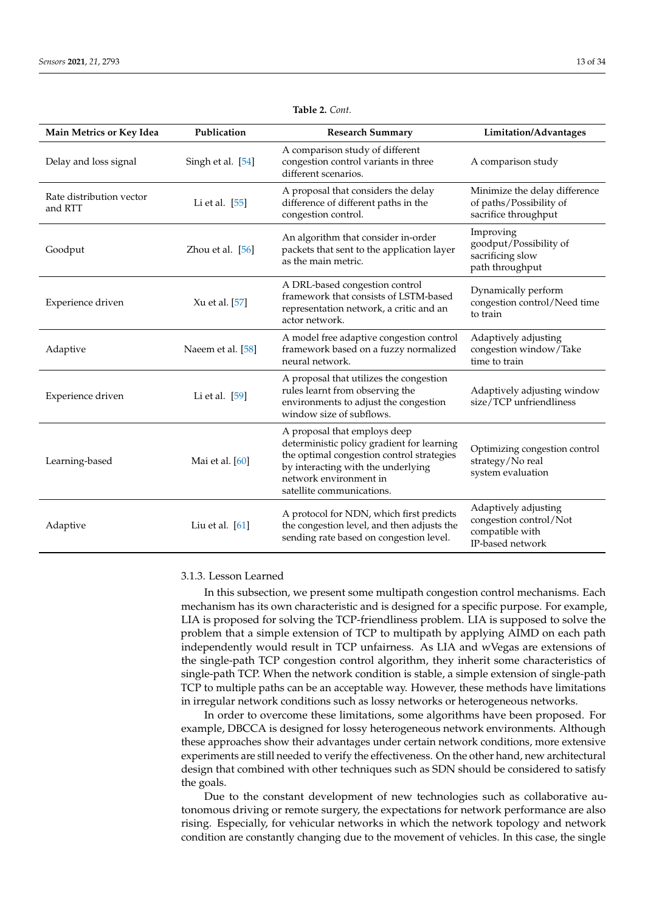**Table 2.** *Cont.*

| Main Metrics or Key Idea | Publication | Research Summary | Limitation/Advantages |
|---|---|---|---|
| Delay and loss signal | Singh et al. [54] | A comparison study of different congestion control variants in three different scenarios. | A comparison study |
| Rate distribution vector and RTT | Li et al. [55] | A proposal that considers the delay difference of different paths in the congestion control. | Minimize the delay difference of paths/Possibility of sacrifice throughput |
| Goodput | Zhou et al. [56] | An algorithm that consider in-order packets that sent to the application layer as the main metric. | Improving goodput/Possibility of sacrificing slow path throughput |
| Experience driven | Xu et al. [57] | A DRL-based congestion control framework that consists of LSTM-based representation network, a critic and an actor network. | Dynamically perform congestion control/Need time to train |
| Adaptive | Naeem et al. [58] | A model free adaptive congestion control framework based on a fuzzy normalized neural network. | Adaptively adjusting congestion window/Take time to train |
| Experience driven | Li et al. [59] | A proposal that utilizes the congestion rules learnt from observing the environments to adjust the congestion window size of subflows. | Adaptively adjusting window size/TCP unfriendliness |
| Learning-based | Mai et al. [60] | A proposal that employs deep deterministic policy gradient for learning the optimal congestion control strategies by interacting with the underlying network environment in satellite communications. | Optimizing congestion control strategy/No real system evaluation |
| Adaptive | Liu et al. [61] | A protocol for NDN, which first predicts the congestion level, and then adjusts the sending rate based on congestion level. | Adaptively adjusting congestion control/Not compatible with IP-based network |

#### 3.1.3. Lesson Learned

In this subsection, we present some multipath congestion control mechanisms. Each mechanism has its own characteristic and is designed for a specific purpose. For example, LIA is proposed for solving the TCP-friendliness problem. LIA is supposed to solve the problem that a simple extension of TCP to multipath by applying AIMD on each path independently would result in TCP unfairness. As LIA and wVegas are extensions of the single-path TCP congestion control algorithm, they inherit some characteristics of single-path TCP. When the network condition is stable, a simple extension of single-path TCP to multiple paths can be an acceptable way. However, these methods have limitations in irregular network conditions such as lossy networks or heterogeneous networks.

In order to overcome these limitations, some algorithms have been proposed. For example, DBCCA is designed for lossy heterogeneous network environments. Although these approaches show their advantages under certain network conditions, more extensive experiments are still needed to verify the effectiveness. On the other hand, new architectural design that combined with other techniques such as SDN should be considered to satisfy the goals.

Due to the constant development of new technologies such as collaborative autonomous driving or remote surgery, the expectations for network performance are also rising. Especially, for vehicular networks in which the network topology and network condition are constantly changing due to the movement of vehicles. In this case, the single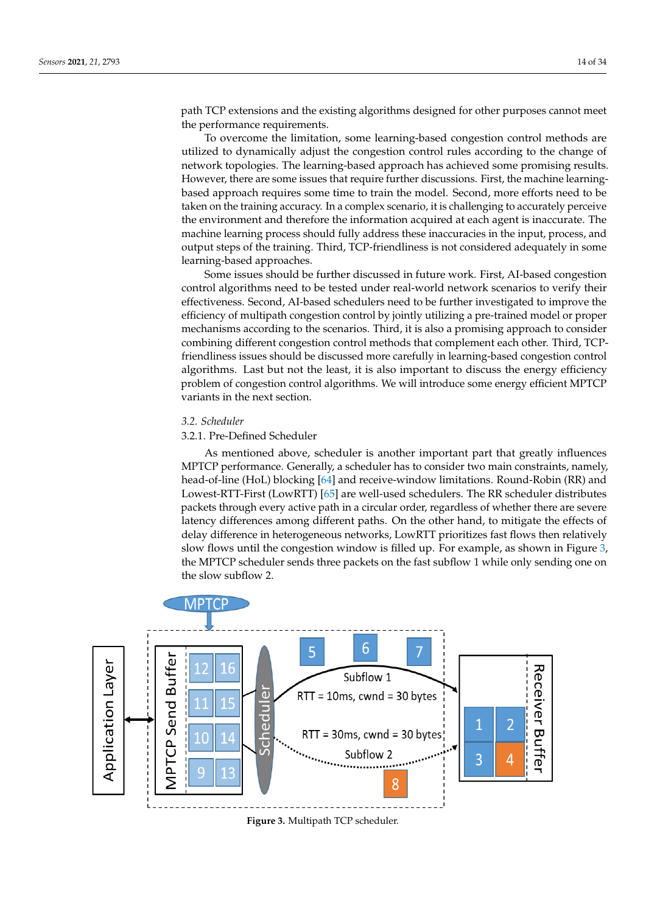path TCP extensions and the existing algorithms designed for other purposes cannot meet the performance requirements.

To overcome the limitation, some learning-based congestion control methods are utilized to dynamically adjust the congestion control rules according to the change of network topologies. The learning-based approach has achieved some promising results. However, there are some issues that require further discussions. First, the machine learning-based approach requires some time to train the model. Second, more efforts need to be taken on the training accuracy. In a complex scenario, it is challenging to accurately perceive the environment and therefore the information acquired at each agent is inaccurate. The machine learning process should fully address these inaccuracies in the input, process, and output steps of the training. Third, TCP-friendliness is not considered adequately in some learning-based approaches.

Some issues should be further discussed in future work. First, AI-based congestion control algorithms need to be tested under real-world network scenarios to verify their effectiveness. Second, AI-based schedulers need to be further investigated to improve the efficiency of multipath congestion control by jointly utilizing a pre-trained model or proper mechanisms according to the scenarios. Third, it is also a promising approach to consider combining different congestion control methods that complement each other. Third, TCP-friendliness issues should be discussed more carefully in learning-based congestion control algorithms. Last but not the least, it is also important to discuss the energy efficiency problem of congestion control algorithms. We will introduce some energy efficient MPTCP variants in the next section.

### *3.2. Scheduler*

#### 3.2.1. Pre-Defined Scheduler

As mentioned above, scheduler is another important part that greatly influences MPTCP performance. Generally, a scheduler has to consider two main constraints, namely, head-of-line (HoL) blocking [64] and receive-window limitations. Round-Robin (RR) and Lowest-RTT-First (LowRTT) [65] are well-used schedulers. The RR scheduler distributes packets through every active path in a circular order, regardless of whether there are severe latency differences among different paths. On the other hand, to mitigate the effects of delay difference in heterogeneous networks, LowRTT prioritizes fast flows then relatively slow flows until the congestion window is filled up. For example, as shown in Figure 3, the MPTCP scheduler sends three packets on the fast subflow 1 while only sending one on the slow subflow 2.

**Figure 3.** Multipath TCP scheduler.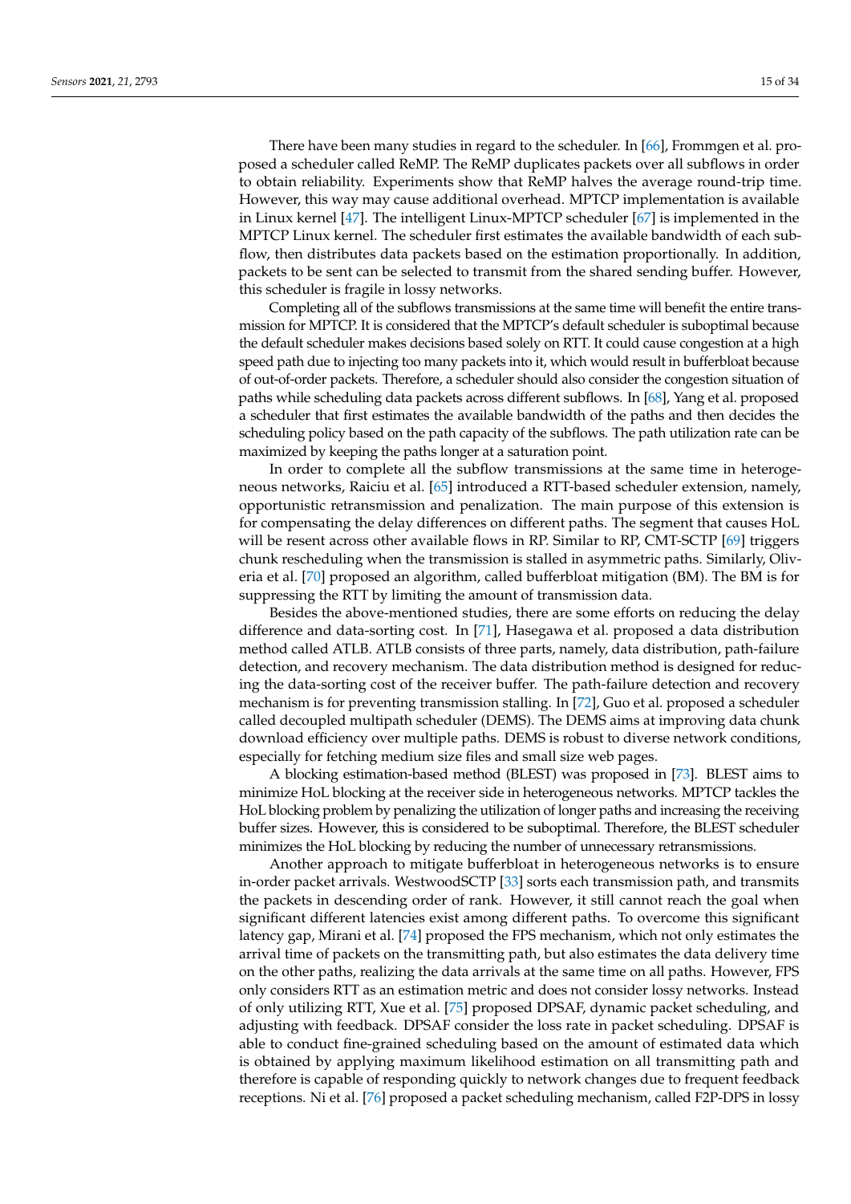There have been many studies in regard to the scheduler. In [66], Frommgen et al. proposed a scheduler called ReMP. The ReMP duplicates packets over all subflows in order to obtain reliability. Experiments show that ReMP halves the average round-trip time. However, this way may cause additional overhead. MPTCP implementation is available in Linux kernel [47]. The intelligent Linux-MPTCP scheduler [67] is implemented in the MPTCP Linux kernel. The scheduler first estimates the available bandwidth of each subflow, then distributes data packets based on the estimation proportionally. In addition, packets to be sent can be selected to transmit from the shared sending buffer. However, this scheduler is fragile in lossy networks.

Completing all of the subflows transmissions at the same time will benefit the entire transmission for MPTCP. It is considered that the MPTCP's default scheduler is suboptimal because the default scheduler makes decisions based solely on RTT. It could cause congestion at a high speed path due to injecting too many packets into it, which would result in bufferbloat because of out-of-order packets. Therefore, a scheduler should also consider the congestion situation of paths while scheduling data packets across different subflows. In [68], Yang et al. proposed a scheduler that first estimates the available bandwidth of the paths and then decides the scheduling policy based on the path capacity of the subflows. The path utilization rate can be maximized by keeping the paths longer at a saturation point.

In order to complete all the subflow transmissions at the same time in heterogeneous networks, Raiciu et al. [65] introduced a RTT-based scheduler extension, namely, opportunistic retransmission and penalization. The main purpose of this extension is for compensating the delay differences on different paths. The segment that causes HoL will be resent across other available flows in RP. Similar to RP, CMT-SCTP [69] triggers chunk rescheduling when the transmission is stalled in asymmetric paths. Similarly, Oliveria et al. [70] proposed an algorithm, called bufferbloat mitigation (BM). The BM is for suppressing the RTT by limiting the amount of transmission data.

Besides the above-mentioned studies, there are some efforts on reducing the delay difference and data-sorting cost. In [71], Hasegawa et al. proposed a data distribution method called ATLB. ATLB consists of three parts, namely, data distribution, path-failure detection, and recovery mechanism. The data distribution method is designed for reducing the data-sorting cost of the receiver buffer. The path-failure detection and recovery mechanism is for preventing transmission stalling. In [72], Guo et al. proposed a scheduler called decoupled multipath scheduler (DEMS). The DEMS aims at improving data chunk download efficiency over multiple paths. DEMS is robust to diverse network conditions, especially for fetching medium size files and small size web pages.

A blocking estimation-based method (BLEST) was proposed in [73]. BLEST aims to minimize HoL blocking at the receiver side in heterogeneous networks. MPTCP tackles the HoL blocking problem by penalizing the utilization of longer paths and increasing the receiving buffer sizes. However, this is considered to be suboptimal. Therefore, the BLEST scheduler minimizes the HoL blocking by reducing the number of unnecessary retransmissions.

Another approach to mitigate bufferbloat in heterogeneous networks is to ensure in-order packet arrivals. WestwoodSCTP [33] sorts each transmission path, and transmits the packets in descending order of rank. However, it still cannot reach the goal when significant different latencies exist among different paths. To overcome this significant latency gap, Mirani et al. [74] proposed the FPS mechanism, which not only estimates the arrival time of packets on the transmitting path, but also estimates the data delivery time on the other paths, realizing the data arrivals at the same time on all paths. However, FPS only considers RTT as an estimation metric and does not consider lossy networks. Instead of only utilizing RTT, Xue et al. [75] proposed DPSAF, dynamic packet scheduling, and adjusting with feedback. DPSAF consider the loss rate in packet scheduling. DPSAF is able to conduct fine-grained scheduling based on the amount of estimated data which is obtained by applying maximum likelihood estimation on all transmitting path and therefore is capable of responding quickly to network changes due to frequent feedback receptions. Ni et al. [76] proposed a packet scheduling mechanism, called F2P-DPS in lossy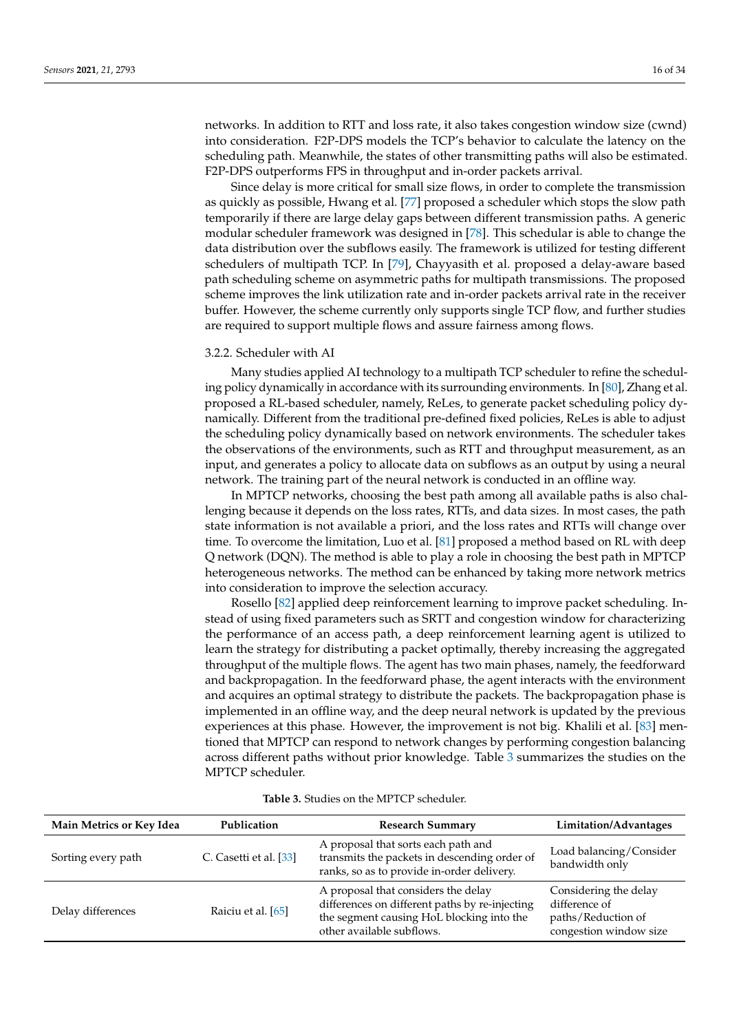networks. In addition to RTT and loss rate, it also takes congestion window size (cwnd) into consideration. F2P-DPS models the TCP's behavior to calculate the latency on the scheduling path. Meanwhile, the states of other transmitting paths will also be estimated. F2P-DPS outperforms FPS in throughput and in-order packets arrival.

Since delay is more critical for small size flows, in order to complete the transmission as quickly as possible, Hwang et al. [77] proposed a scheduler which stops the slow path temporarily if there are large delay gaps between different transmission paths. A generic modular scheduler framework was designed in [78]. This schedular is able to change the data distribution over the subflows easily. The framework is utilized for testing different schedulers of multipath TCP. In [79], Chayyasith et al. proposed a delay-aware based path scheduling scheme on asymmetric paths for multipath transmissions. The proposed scheme improves the link utilization rate and in-order packets arrival rate in the receiver buffer. However, the scheme currently only supports single TCP flow, and further studies are required to support multiple flows and assure fairness among flows.

#### 3.2.2. Scheduler with AI

Many studies applied AI technology to a multipath TCP scheduler to refine the scheduling policy dynamically in accordance with its surrounding environments. In [80], Zhang et al. proposed a RL-based scheduler, namely, ReLes, to generate packet scheduling policy dynamically. Different from the traditional pre-defined fixed policies, ReLes is able to adjust the scheduling policy dynamically based on network environments. The scheduler takes the observations of the environments, such as RTT and throughput measurement, as an input, and generates a policy to allocate data on subflows as an output by using a neural network. The training part of the neural network is conducted in an offline way.

In MPTCP networks, choosing the best path among all available paths is also challenging because it depends on the loss rates, RTTs, and data sizes. In most cases, the path state information is not available a priori, and the loss rates and RTTs will change over time. To overcome the limitation, Luo et al. [81] proposed a method based on RL with deep Q network (DQN). The method is able to play a role in choosing the best path in MPTCP heterogeneous networks. The method can be enhanced by taking more network metrics into consideration to improve the selection accuracy.

Rosello [82] applied deep reinforcement learning to improve packet scheduling. Instead of using fixed parameters such as SRTT and congestion window for characterizing the performance of an access path, a deep reinforcement learning agent is utilized to learn the strategy for distributing a packet optimally, thereby increasing the aggregated throughput of the multiple flows. The agent has two main phases, namely, the feedforward and backpropagation. In the feedforward phase, the agent interacts with the environment and acquires an optimal strategy to distribute the packets. The backpropagation phase is implemented in an offline way, and the deep neural network is updated by the previous experiences at this phase. However, the improvement is not big. Khalili et al. [83] mentioned that MPTCP can respond to network changes by performing congestion balancing across different paths without prior knowledge. Table 3 summarizes the studies on the MPTCP scheduler.

**Table 3.** Studies on the MPTCP scheduler.

| Main Metrics or Key Idea | Publication | Research Summary | Limitation/Advantages |
|---|---|---|---|
| Sorting every path | C. Casetti et al. [33] | A proposal that sorts each path and transmits the packets in descending order of ranks, so as to provide in-order delivery. | Load balancing/Consider bandwidth only |
| Delay differences | Raiciu et al. [65] | A proposal that considers the delay differences on different paths by re-injecting the segment causing HoL blocking into the other available subflows. | Considering the delay difference of paths/Reduction of congestion window size |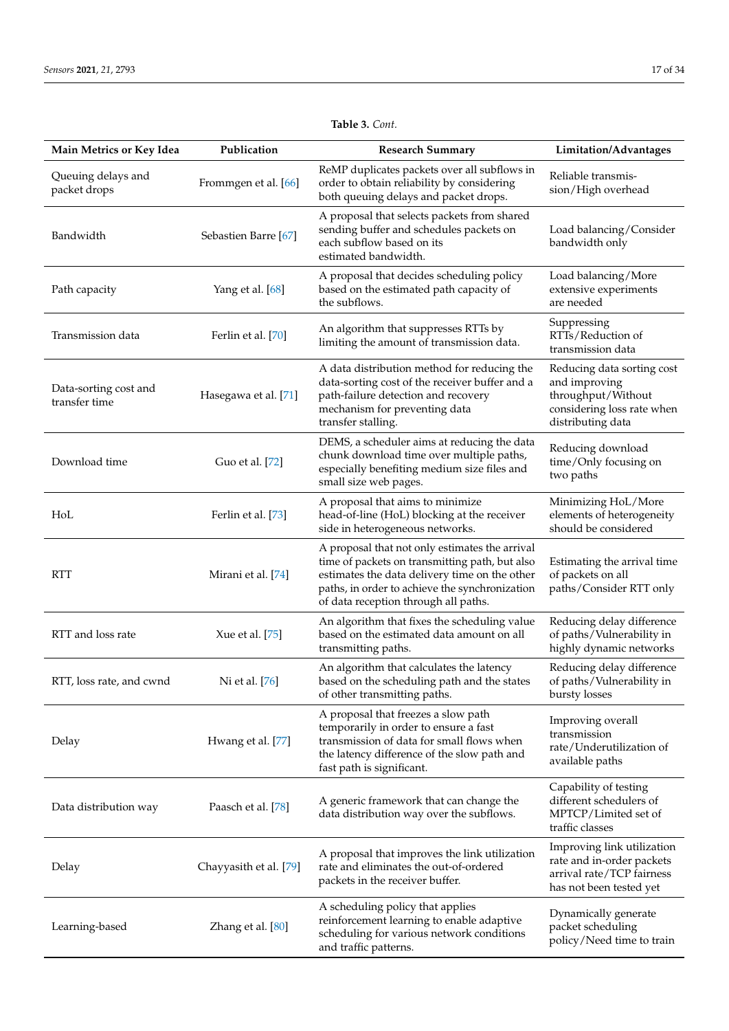**Table 3.** *Cont.*

| Main Metrics or Key Idea | Publication | Research Summary | Limitation/Advantages |
|---|---|---|---|
| Queuing delays and packet drops | Frommgen et al. [66] | ReMP duplicates packets over all subflows in order to obtain reliability by considering both queuing delays and packet drops. | Reliable transmission/High overhead |
| Bandwidth | Sebastien Barre [67] | A proposal that selects packets from shared sending buffer and schedules packets on each subflow based on its estimated bandwidth. | Load balancing/Consider bandwidth only |
| Path capacity | Yang et al. [68] | A proposal that decides scheduling policy based on the estimated path capacity of the subflows. | Load balancing/More extensive experiments are needed |
| Transmission data | Ferlin et al. [70] | An algorithm that suppresses RTTs by limiting the amount of transmission data. | Suppressing RTTs/Reduction of transmission data |
| Data-sorting cost and transfer time | Hasegawa et al. [71] | A data distribution method for reducing the data-sorting cost of the receiver buffer and a path-failure detection and recovery mechanism for preventing data transfer stalling. | Reducing data sorting cost and improving throughput/Without considering loss rate when distributing data |
| Download time | Guo et al. [72] | DEMS, a scheduler aims at reducing the data chunk download time over multiple paths, especially benefiting medium size files and small size web pages. | Reducing download time/Only focusing on two paths |
| HoL | Ferlin et al. [73] | A proposal that aims to minimize head-of-line (HoL) blocking at the receiver side in heterogeneous networks. | Minimizing HoL/More elements of heterogeneity should be considered |
| RTT | Mirani et al. [74] | A proposal that not only estimates the arrival time of packets on transmitting path, but also estimates the data delivery time on the other paths, in order to achieve the synchronization of data reception through all paths. | Estimating the arrival time of packets on all paths/Consider RTT only |
| RTT and loss rate | Xue et al. [75] | An algorithm that fixes the scheduling value based on the estimated data amount on all transmitting paths. | Reducing delay difference of paths/Vulnerability in highly dynamic networks |
| RTT, loss rate, and cwnd | Ni et al. [76] | An algorithm that calculates the latency based on the scheduling path and the states of other transmitting paths. | Reducing delay difference of paths/Vulnerability in bursty losses |
| Delay | Hwang et al. [77] | A proposal that freezes a slow path temporarily in order to ensure a fast transmission of data for small flows when the latency difference of the slow path and fast path is significant. | Improving overall transmission rate/Underutilization of available paths |
| Data distribution way | Paasch et al. [78] | A generic framework that can change the data distribution way over the subflows. | Capability of testing different schedulers of MPTCP/Limited set of traffic classes |
| Delay | Chayyasith et al. [79] | A proposal that improves the link utilization rate and eliminates the out-of-ordered packets in the receiver buffer. | Improving link utilization rate and in-order packets arrival rate/TCP fairness has not been tested yet |
| Learning-based | Zhang et al. [80] | A scheduling policy that applies reinforcement learning to enable adaptive scheduling for various network conditions and traffic patterns. | Dynamically generate packet scheduling policy/Need time to train |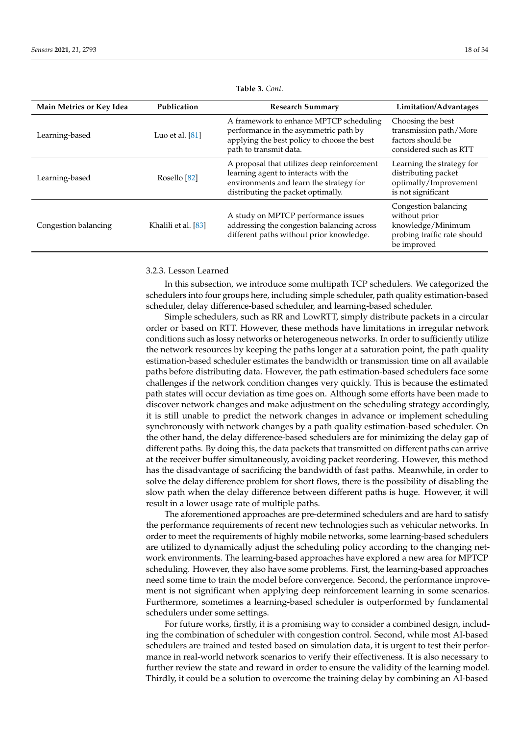**Table 3.** *Cont.*

| Main Metrics or Key Idea | Publication | Research Summary | Limitation/Advantages |
| --- | --- | --- | --- |
| Learning-based | Luo et al. [81] | A framework to enhance MPTCP scheduling performance in the asymmetric path by applying the best policy to choose the best path to transmit data. | Choosing the best transmission path/More factors should be considered such as RTT |
| Learning-based | Rosello [82] | A proposal that utilizes deep reinforcement learning agent to interacts with the environments and learn the strategy for distributing the packet optimally. | Learning the strategy for distributing packet optimally/Improvement is not significant |
| Congestion balancing | Khalili et al. [83] | A study on MPTCP performance issues addressing the congestion balancing across different paths without prior knowledge. | Congestion balancing without prior knowledge/Minimum probing traffic rate should be improved |

#### 3.2.3. Lesson Learned

In this subsection, we introduce some multipath TCP schedulers. We categorized the schedulers into four groups here, including simple scheduler, path quality estimation-based scheduler, delay difference-based scheduler, and learning-based scheduler.

Simple schedulers, such as RR and LowRTT, simply distribute packets in a circular order or based on RTT. However, these methods have limitations in irregular network conditions such as lossy networks or heterogeneous networks. In order to sufficiently utilize the network resources by keeping the paths longer at a saturation point, the path quality estimation-based scheduler estimates the bandwidth or transmission time on all available paths before distributing data. However, the path estimation-based schedulers face some challenges if the network condition changes very quickly. This is because the estimated path states will occur deviation as time goes on. Although some efforts have been made to discover network changes and make adjustment on the scheduling strategy accordingly, it is still unable to predict the network changes in advance or implement scheduling synchronously with network changes by a path quality estimation-based scheduler. On the other hand, the delay difference-based schedulers are for minimizing the delay gap of different paths. By doing this, the data packets that transmitted on different paths can arrive at the receiver buffer simultaneously, avoiding packet reordering. However, this method has the disadvantage of sacrificing the bandwidth of fast paths. Meanwhile, in order to solve the delay difference problem for short flows, there is the possibility of disabling the slow path when the delay difference between different paths is huge. However, it will result in a lower usage rate of multiple paths.

The aforementioned approaches are pre-determined schedulers and are hard to satisfy the performance requirements of recent new technologies such as vehicular networks. In order to meet the requirements of highly mobile networks, some learning-based schedulers are utilized to dynamically adjust the scheduling policy according to the changing network environments. The learning-based approaches have explored a new area for MPTCP scheduling. However, they also have some problems. First, the learning-based approaches need some time to train the model before convergence. Second, the performance improvement is not significant when applying deep reinforcement learning in some scenarios. Furthermore, sometimes a learning-based scheduler is outperformed by fundamental schedulers under some settings.

For future works, firstly, it is a promising way to consider a combined design, including the combination of scheduler with congestion control. Second, while most AI-based schedulers are trained and tested based on simulation data, it is urgent to test their performance in real-world network scenarios to verify their effectiveness. It is also necessary to further review the state and reward in order to ensure the validity of the learning model. Thirdly, it could be a solution to overcome the training delay by combining an AI-based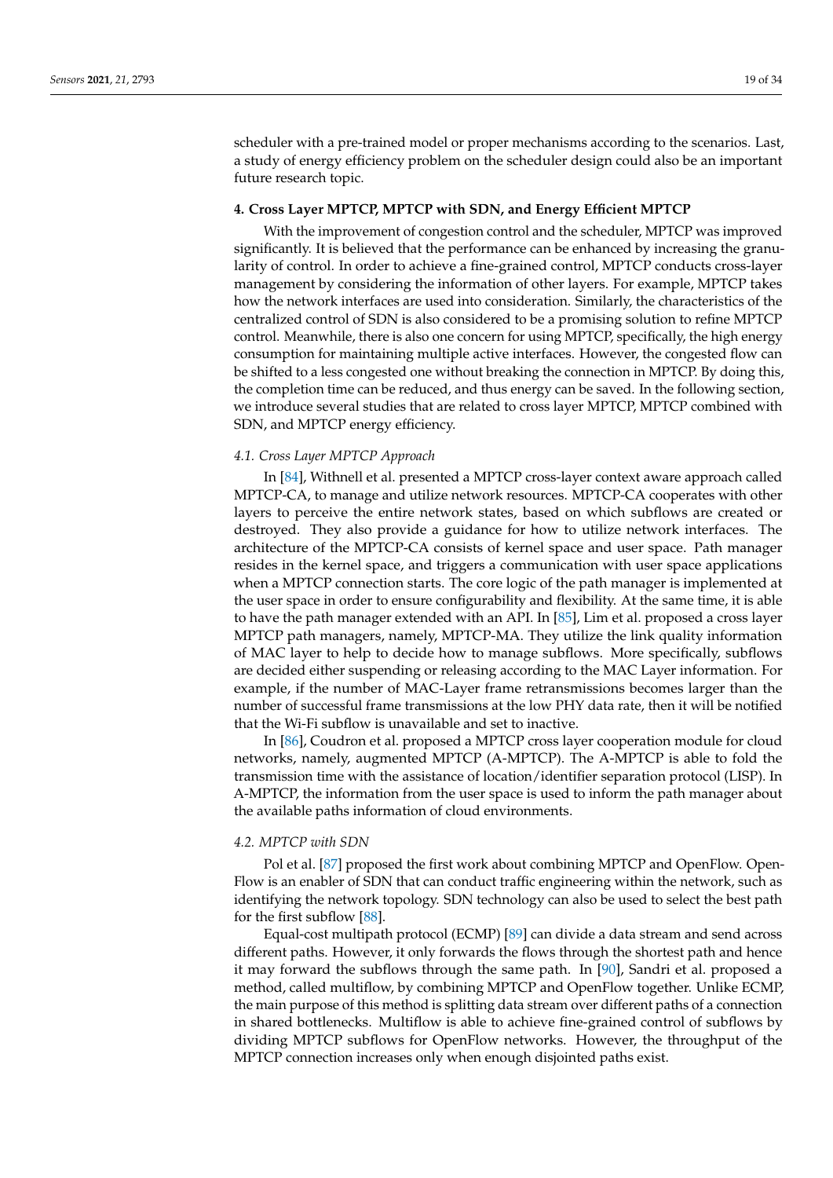scheduler with a pre-trained model or proper mechanisms according to the scenarios. Last, a study of energy efficiency problem on the scheduler design could also be an important future research topic.

## 4. Cross Layer MPTCP, MPTCP with SDN, and Energy Efficient MPTCP

With the improvement of congestion control and the scheduler, MPTCP was improved significantly. It is believed that the performance can be enhanced by increasing the granularity of control. In order to achieve a fine-grained control, MPTCP conducts cross-layer management by considering the information of other layers. For example, MPTCP takes how the network interfaces are used into consideration. Similarly, the characteristics of the centralized control of SDN is also considered to be a promising solution to refine MPTCP control. Meanwhile, there is also one concern for using MPTCP, specifically, the high energy consumption for maintaining multiple active interfaces. However, the congested flow can be shifted to a less congested one without breaking the connection in MPTCP. By doing this, the completion time can be reduced, and thus energy can be saved. In the following section, we introduce several studies that are related to cross layer MPTCP, MPTCP combined with SDN, and MPTCP energy efficiency.

### *4.1. Cross Layer MPTCP Approach*

In [84], Withnell et al. presented a MPTCP cross-layer context aware approach called MPTCP-CA, to manage and utilize network resources. MPTCP-CA cooperates with other layers to perceive the entire network states, based on which subflows are created or destroyed. They also provide a guidance for how to utilize network interfaces. The architecture of the MPTCP-CA consists of kernel space and user space. Path manager resides in the kernel space, and triggers a communication with user space applications when a MPTCP connection starts. The core logic of the path manager is implemented at the user space in order to ensure configurability and flexibility. At the same time, it is able to have the path manager extended with an API. In [85], Lim et al. proposed a cross layer MPTCP path managers, namely, MPTCP-MA. They utilize the link quality information of MAC layer to help to decide how to manage subflows. More specifically, subflows are decided either suspending or releasing according to the MAC Layer information. For example, if the number of MAC-Layer frame retransmissions becomes larger than the number of successful frame transmissions at the low PHY data rate, then it will be notified that the Wi-Fi subflow is unavailable and set to inactive.

In [86], Coudron et al. proposed a MPTCP cross layer cooperation module for cloud networks, namely, augmented MPTCP (A-MPTCP). The A-MPTCP is able to fold the transmission time with the assistance of location/identifier separation protocol (LISP). In A-MPTCP, the information from the user space is used to inform the path manager about the available paths information of cloud environments.

### *4.2. MPTCP with SDN*

Pol et al. [87] proposed the first work about combining MPTCP and OpenFlow. OpenFlow is an enabler of SDN that can conduct traffic engineering within the network, such as identifying the network topology. SDN technology can also be used to select the best path for the first subflow [88].

Equal-cost multipath protocol (ECMP) [89] can divide a data stream and send across different paths. However, it only forwards the flows through the shortest path and hence it may forward the subflows through the same path. In [90], Sandri et al. proposed a method, called multiflow, by combining MPTCP and OpenFlow together. Unlike ECMP, the main purpose of this method is splitting data stream over different paths of a connection in shared bottlenecks. Multiflow is able to achieve fine-grained control of subflows by dividing MPTCP subflows for OpenFlow networks. However, the throughput of the MPTCP connection increases only when enough disjointed paths exist.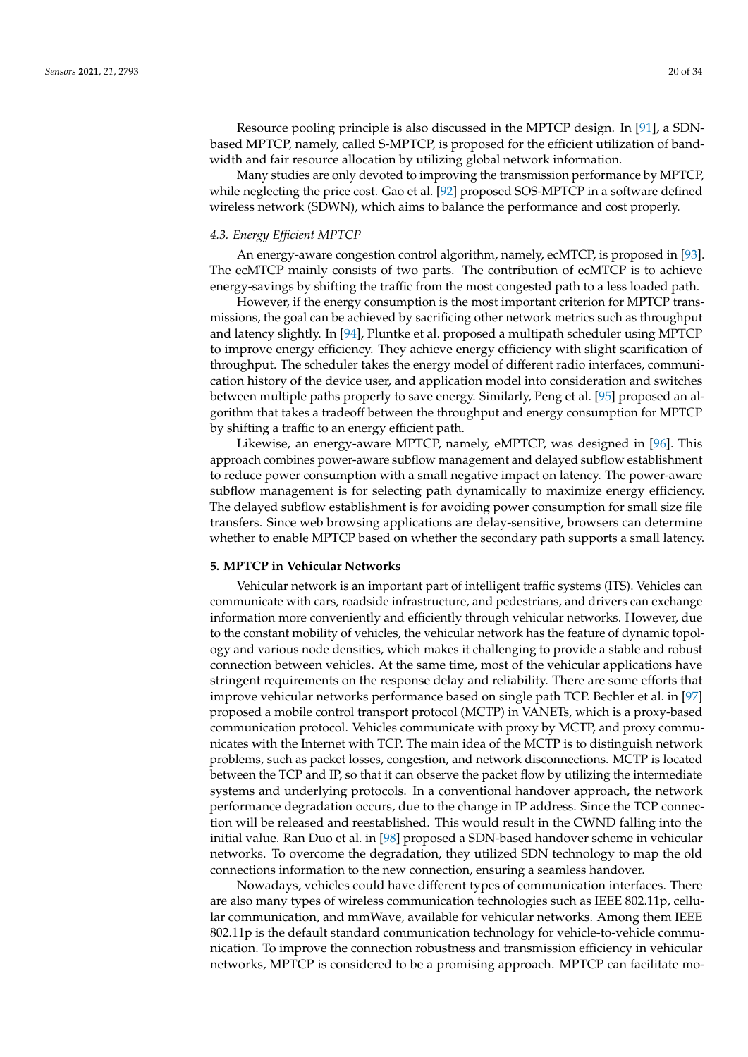Resource pooling principle is also discussed in the MPTCP design. In [91], a SDN-based MPTCP, namely, called S-MPTCP, is proposed for the efficient utilization of bandwidth and fair resource allocation by utilizing global network information.

Many studies are only devoted to improving the transmission performance by MPTCP, while neglecting the price cost. Gao et al. [92] proposed SOS-MPTCP in a software defined wireless network (SDWN), which aims to balance the performance and cost properly.

### *4.3. Energy Efficient MPTCP*

An energy-aware congestion control algorithm, namely, ecMTCP, is proposed in [93]. The ecMTCP mainly consists of two parts. The contribution of ecMTCP is to achieve energy-savings by shifting the traffic from the most congested path to a less loaded path.

However, if the energy consumption is the most important criterion for MPTCP transmissions, the goal can be achieved by sacrificing other network metrics such as throughput and latency slightly. In [94], Pluntke et al. proposed a multipath scheduler using MPTCP to improve energy efficiency. They achieve energy efficiency with slight scarification of throughput. The scheduler takes the energy model of different radio interfaces, communication history of the device user, and application model into consideration and switches between multiple paths properly to save energy. Similarly, Peng et al. [95] proposed an algorithm that takes a tradeoff between the throughput and energy consumption for MPTCP by shifting a traffic to an energy efficient path.

Likewise, an energy-aware MPTCP, namely, eMPTCP, was designed in [96]. This approach combines power-aware subflow management and delayed subflow establishment to reduce power consumption with a small negative impact on latency. The power-aware subflow management is for selecting path dynamically to maximize energy efficiency. The delayed subflow establishment is for avoiding power consumption for small size file transfers. Since web browsing applications are delay-sensitive, browsers can determine whether to enable MPTCP based on whether the secondary path supports a small latency.

## **5. MPTCP in Vehicular Networks**

Vehicular network is an important part of intelligent traffic systems (ITS). Vehicles can communicate with cars, roadside infrastructure, and pedestrians, and drivers can exchange information more conveniently and efficiently through vehicular networks. However, due to the constant mobility of vehicles, the vehicular network has the feature of dynamic topology and various node densities, which makes it challenging to provide a stable and robust connection between vehicles. At the same time, most of the vehicular applications have stringent requirements on the response delay and reliability. There are some efforts that improve vehicular networks performance based on single path TCP. Bechler et al. in [97] proposed a mobile control transport protocol (MCTP) in VANETs, which is a proxy-based communication protocol. Vehicles communicate with proxy by MCTP, and proxy communicates with the Internet with TCP. The main idea of the MCTP is to distinguish network problems, such as packet losses, congestion, and network disconnections. MCTP is located between the TCP and IP, so that it can observe the packet flow by utilizing the intermediate systems and underlying protocols. In a conventional handover approach, the network performance degradation occurs, due to the change in IP address. Since the TCP connection will be released and reestablished. This would result in the CWND falling into the initial value. Ran Duo et al. in [98] proposed a SDN-based handover scheme in vehicular networks. To overcome the degradation, they utilized SDN technology to map the old connections information to the new connection, ensuring a seamless handover.

Nowadays, vehicles could have different types of communication interfaces. There are also many types of wireless communication technologies such as IEEE 802.11p, cellular communication, and mmWave, available for vehicular networks. Among them IEEE 802.11p is the default standard communication technology for vehicle-to-vehicle communication. To improve the connection robustness and transmission efficiency in vehicular networks, MPTCP is considered to be a promising approach. MPTCP can facilitate mo-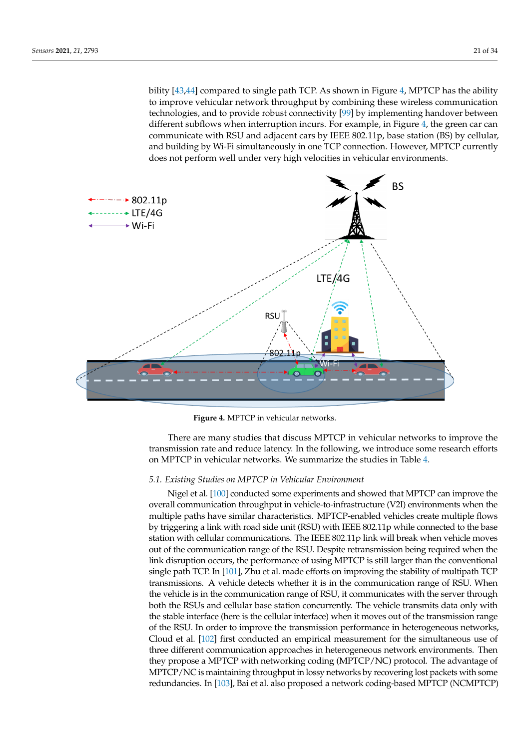bility [43,44] compared to single path TCP. As shown in Figure 4, MPTCP has the ability to improve vehicular network throughput by combining these wireless communication technologies, and to provide robust connectivity [99] by implementing handover between different subflows when interruption incurs. For example, in Figure 4, the green car can communicate with RSU and adjacent cars by IEEE 802.11p, base station (BS) by cellular, and building by Wi-Fi simultaneously in one TCP connection. However, MPTCP currently does not perform well under very high velocities in vehicular environments.

**Figure 4.** MPTCP in vehicular networks.

There are many studies that discuss MPTCP in vehicular networks to improve the transmission rate and reduce latency. In the following, we introduce some research efforts on MPTCP in vehicular networks. We summarize the studies in Table 4.

### 5.1. Existing Studies on MPTCP in Vehicular Environment

Nigel et al. [100] conducted some experiments and showed that MPTCP can improve the overall communication throughput in vehicle-to-infrastructure (V2I) environments when the multiple paths have similar characteristics. MPTCP-enabled vehicles create multiple flows by triggering a link with road side unit (RSU) with IEEE 802.11p while connected to the base station with cellular communications. The IEEE 802.11p link will break when vehicle moves out of the communication range of the RSU. Despite retransmission being required when the link disruption occurs, the performance of using MPTCP is still larger than the conventional single path TCP. In [101], Zhu et al. made efforts on improving the stability of multipath TCP transmissions. A vehicle detects whether it is in the communication range of RSU. When the vehicle is in the communication range of RSU, it communicates with the server through both the RSUs and cellular base station concurrently. The vehicle transmits data only with the stable interface (here is the cellular interface) when it moves out of the transmission range of the RSU. In order to improve the transmission performance in heterogeneous networks, Cloud et al. [102] first conducted an empirical measurement for the simultaneous use of three different communication approaches in heterogeneous network environments. Then they propose a MPTCP with networking coding (MPTCP/NC) protocol. The advantage of MPTCP/NC is maintaining throughput in lossy networks by recovering lost packets with some redundancies. In [103], Bai et al. also proposed a network coding-based MPTCP (NCMPTCP)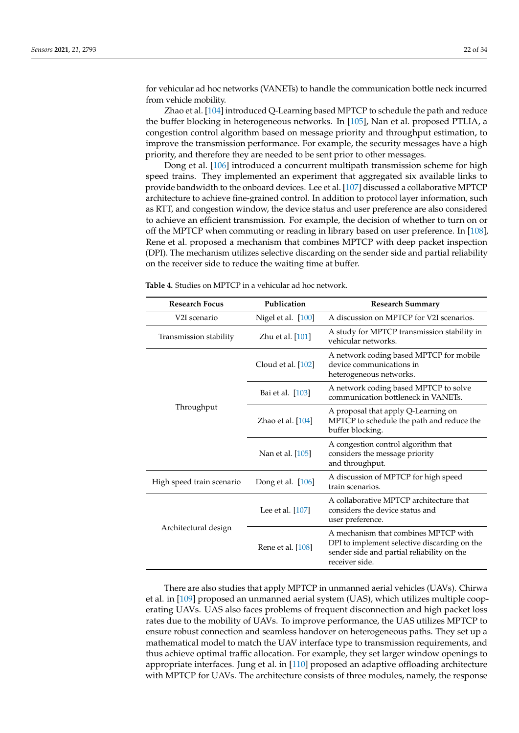for vehicular ad hoc networks (VANETs) to handle the communication bottle neck incurred from vehicle mobility.

Zhao et al. [104] introduced Q-Learning based MPTCP to schedule the path and reduce the buffer blocking in heterogeneous networks. In [105], Nan et al. proposed PTLIA, a congestion control algorithm based on message priority and throughput estimation, to improve the transmission performance. For example, the security messages have a high priority, and therefore they are needed to be sent prior to other messages.

Dong et al. [106] introduced a concurrent multipath transmission scheme for high speed trains. They implemented an experiment that aggregated six available links to provide bandwidth to the onboard devices. Lee et al. [107] discussed a collaborative MPTCP architecture to achieve fine-grained control. In addition to protocol layer information, such as RTT, and congestion window, the device status and user preference are also considered to achieve an efficient transmission. For example, the decision of whether to turn on or off the MPTCP when commuting or reading in library based on user preference. In [108], Rene et al. proposed a mechanism that combines MPTCP with deep packet inspection (DPI). The mechanism utilizes selective discarding on the sender side and partial reliability on the receiver side to reduce the waiting time at buffer.

**Table 4.** Studies on MPTCP in a vehicular ad hoc network.

| Research Focus | Publication | Research Summary |
|---|---|---|
| V2I scenario | Nigel et al. [100] | A discussion on MPTCP for V2I scenarios. |
| Transmission stability | Zhu et al. [101] | A study for MPTCP transmission stability in vehicular networks. |
| Throughput | Cloud et al. [102] | A network coding based MPTCP for mobile device communications in heterogeneous networks. |
| | Bai et al. [103] | A network coding based MPTCP to solve communication bottleneck in VANETs. |
| | Zhao et al. [104] | A proposal that apply Q-Learning on MPTCP to schedule the path and reduce the buffer blocking. |
| | Nan et al. [105] | A congestion control algorithm that considers the message priority and throughput. |
| High speed train scenario | Dong et al. [106] | A discussion of MPTCP for high speed train scenarios. |
| Architectural design | Lee et al. [107] | A collaborative MPTCP architecture that considers the device status and user preference. |
| | Rene et al. [108] | A mechanism that combines MPTCP with DPI to implement selective discarding on the sender side and partial reliability on the receiver side. |

There are also studies that apply MPTCP in unmanned aerial vehicles (UAVs). Chirwa et al. in [109] proposed an unmanned aerial system (UAS), which utilizes multiple cooperating UAVs. UAS also faces problems of frequent disconnection and high packet loss rates due to the mobility of UAVs. To improve performance, the UAS utilizes MPTCP to ensure robust connection and seamless handover on heterogeneous paths. They set up a mathematical model to match the UAV interface type to transmission requirements, and thus achieve optimal traffic allocation. For example, they set larger window openings to appropriate interfaces. Jung et al. in [110] proposed an adaptive offloading architecture with MPTCP for UAVs. The architecture consists of three modules, namely, the response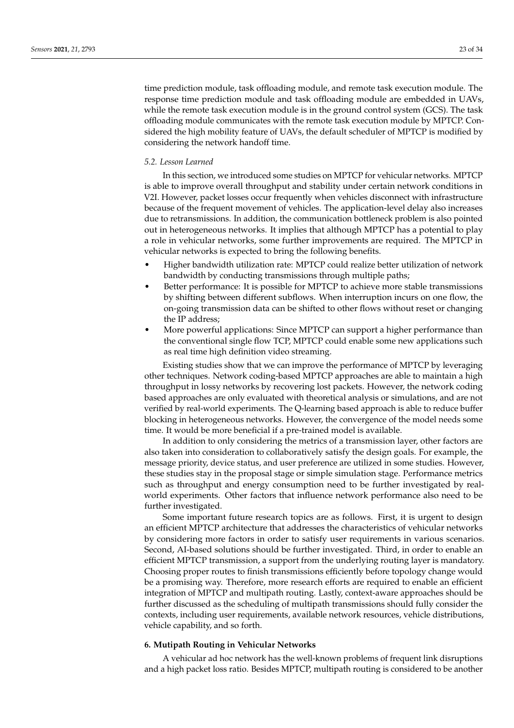time prediction module, task offloading module, and remote task execution module. The response time prediction module and task offloading module are embedded in UAVs, while the remote task execution module is in the ground control system (GCS). The task offloading module communicates with the remote task execution module by MPTCP. Considered the high mobility feature of UAVs, the default scheduler of MPTCP is modified by considering the network handoff time.

### *5.2. Lesson Learned*

In this section, we introduced some studies on MPTCP for vehicular networks. MPTCP is able to improve overall throughput and stability under certain network conditions in V2I. However, packet losses occur frequently when vehicles disconnect with infrastructure because of the frequent movement of vehicles. The application-level delay also increases due to retransmissions. In addition, the communication bottleneck problem is also pointed out in heterogeneous networks. It implies that although MPTCP has a potential to play a role in vehicular networks, some further improvements are required. The MPTCP in vehicular networks is expected to bring the following benefits.

- Higher bandwidth utilization rate: MPTCP could realize better utilization of network bandwidth by conducting transmissions through multiple paths;
- Better performance: It is possible for MPTCP to achieve more stable transmissions by shifting between different subflows. When interruption incurs on one flow, the on-going transmission data can be shifted to other flows without reset or changing the IP address;
- More powerful applications: Since MPTCP can support a higher performance than the conventional single flow TCP, MPTCP could enable some new applications such as real time high definition video streaming.

Existing studies show that we can improve the performance of MPTCP by leveraging other techniques. Network coding-based MPTCP approaches are able to maintain a high throughput in lossy networks by recovering lost packets. However, the network coding based approaches are only evaluated with theoretical analysis or simulations, and are not verified by real-world experiments. The Q-learning based approach is able to reduce buffer blocking in heterogeneous networks. However, the convergence of the model needs some time. It would be more beneficial if a pre-trained model is available.

In addition to only considering the metrics of a transmission layer, other factors are also taken into consideration to collaboratively satisfy the design goals. For example, the message priority, device status, and user preference are utilized in some studies. However, these studies stay in the proposal stage or simple simulation stage. Performance metrics such as throughput and energy consumption need to be further investigated by real-world experiments. Other factors that influence network performance also need to be further investigated.

Some important future research topics are as follows. First, it is urgent to design an efficient MPTCP architecture that addresses the characteristics of vehicular networks by considering more factors in order to satisfy user requirements in various scenarios. Second, AI-based solutions should be further investigated. Third, in order to enable an efficient MPTCP transmission, a support from the underlying routing layer is mandatory. Choosing proper routes to finish transmissions efficiently before topology change would be a promising way. Therefore, more research efforts are required to enable an efficient integration of MPTCP and multipath routing. Lastly, context-aware approaches should be further discussed as the scheduling of multipath transmissions should fully consider the contexts, including user requirements, available network resources, vehicle distributions, vehicle capability, and so forth.

## **6. Mutipath Routing in Vehicular Networks**

A vehicular ad hoc network has the well-known problems of frequent link disruptions and a high packet loss ratio. Besides MPTCP, multipath routing is considered to be another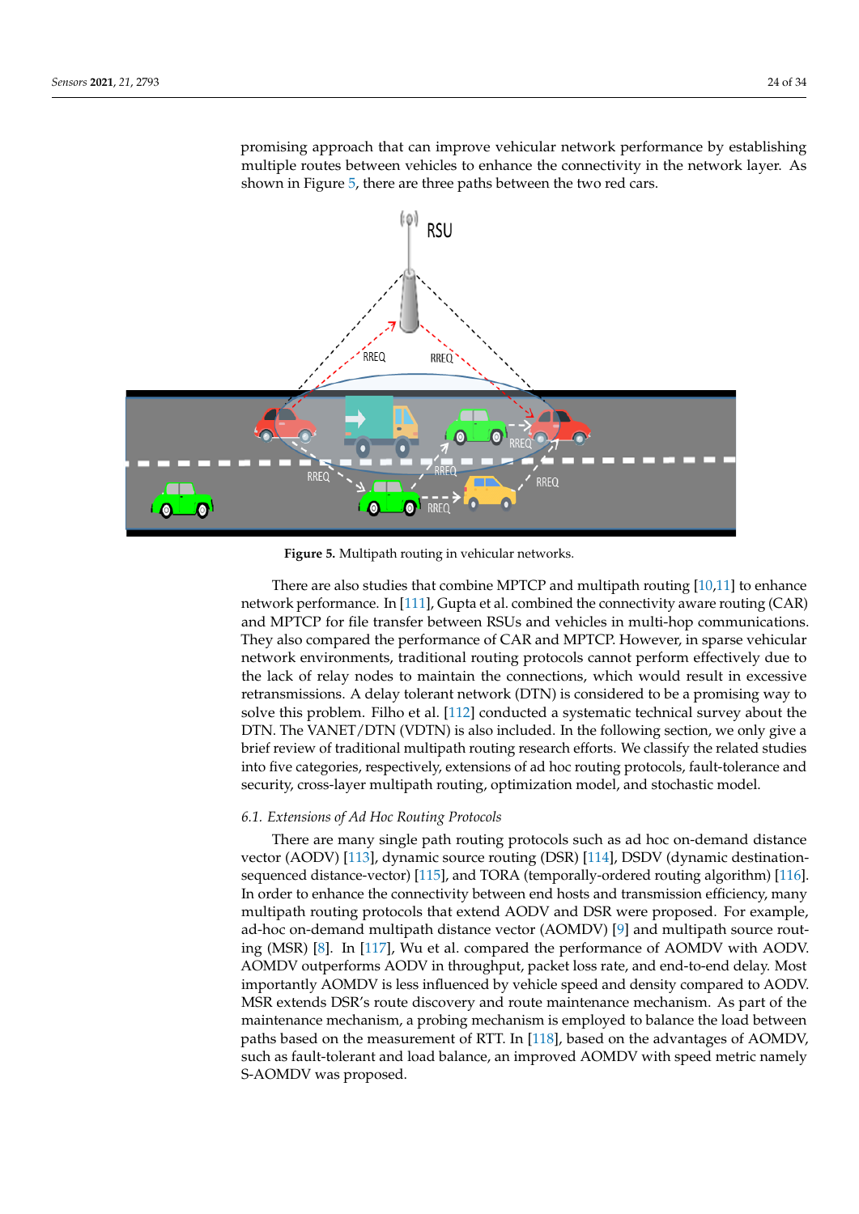promising approach that can improve vehicular network performance by establishing multiple routes between vehicles to enhance the connectivity in the network layer. As shown in Figure 5, there are three paths between the two red cars.

**Figure 5.** Multipath routing in vehicular networks.

There are also studies that combine MPTCP and multipath routing [10,11] to enhance network performance. In [111], Gupta et al. combined the connectivity aware routing (CAR) and MPTCP for file transfer between RSUs and vehicles in multi-hop communications. They also compared the performance of CAR and MPTCP. However, in sparse vehicular network environments, traditional routing protocols cannot perform effectively due to the lack of relay nodes to maintain the connections, which would result in excessive retransmissions. A delay tolerant network (DTN) is considered to be a promising way to solve this problem. Filho et al. [112] conducted a systematic technical survey about the DTN. The VANET/DTN (VDTN) is also included. In the following section, we only give a brief review of traditional multipath routing research efforts. We classify the related studies into five categories, respectively, extensions of ad hoc routing protocols, fault-tolerance and security, cross-layer multipath routing, optimization model, and stochastic model.

### *6.1. Extensions of Ad Hoc Routing Protocols*

There are many single path routing protocols such as ad hoc on-demand distance vector (AODV) [113], dynamic source routing (DSR) [114], DSDV (dynamic destination-sequenced distance-vector) [115], and TORA (temporally-ordered routing algorithm) [116]. In order to enhance the connectivity between end hosts and transmission efficiency, many multipath routing protocols that extend AODV and DSR were proposed. For example, ad-hoc on-demand multipath distance vector (AOMDV) [9] and multipath source routing (MSR) [8]. In [117], Wu et al. compared the performance of AOMDV with AODV. AOMDV outperforms AODV in throughput, packet loss rate, and end-to-end delay. Most importantly AOMDV is less influenced by vehicle speed and density compared to AODV. MSR extends DSR's route discovery and route maintenance mechanism. As part of the maintenance mechanism, a probing mechanism is employed to balance the load between paths based on the measurement of RTT. In [118], based on the advantages of AOMDV, such as fault-tolerant and load balance, an improved AOMDV with speed metric namely S-AOMDV was proposed.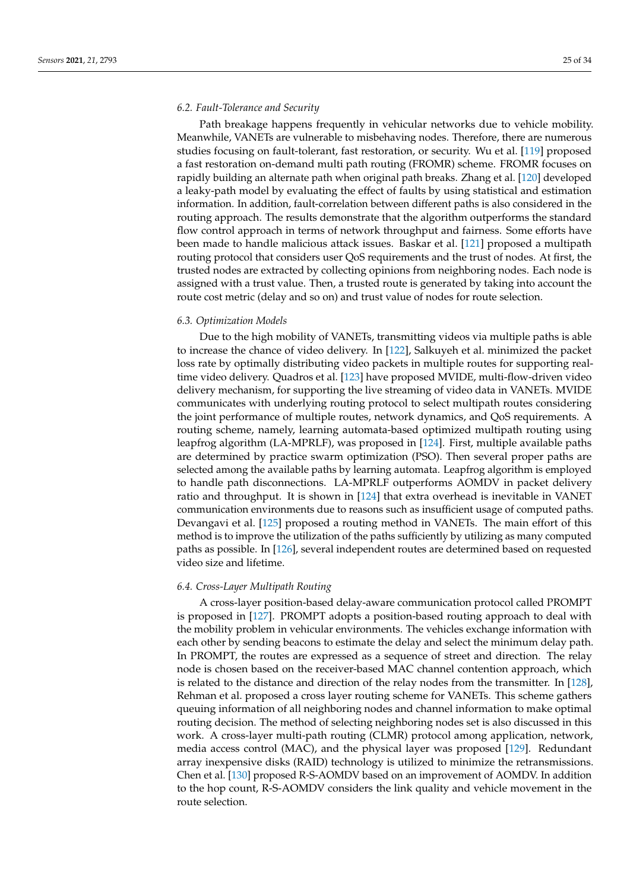### 6.2. Fault-Tolerance and Security

Path breakage happens frequently in vehicular networks due to vehicle mobility. Meanwhile, VANETs are vulnerable to misbehaving nodes. Therefore, there are numerous studies focusing on fault-tolerant, fast restoration, or security. Wu et al. [119] proposed a fast restoration on-demand multi path routing (FROMR) scheme. FROMR focuses on rapidly building an alternate path when original path breaks. Zhang et al. [120] developed a leaky-path model by evaluating the effect of faults by using statistical and estimation information. In addition, fault-correlation between different paths is also considered in the routing approach. The results demonstrate that the algorithm outperforms the standard flow control approach in terms of network throughput and fairness. Some efforts have been made to handle malicious attack issues. Baskar et al. [121] proposed a multipath routing protocol that considers user QoS requirements and the trust of nodes. At first, the trusted nodes are extracted by collecting opinions from neighboring nodes. Each node is assigned with a trust value. Then, a trusted route is generated by taking into account the route cost metric (delay and so on) and trust value of nodes for route selection.

### 6.3. Optimization Models

Due to the high mobility of VANETs, transmitting videos via multiple paths is able to increase the chance of video delivery. In [122], Salkuyeh et al. minimized the packet loss rate by optimally distributing video packets in multiple routes for supporting real-time video delivery. Quadros et al. [123] have proposed MVIDE, multi-flow-driven video delivery mechanism, for supporting the live streaming of video data in VANETs. MVIDE communicates with underlying routing protocol to select multipath routes considering the joint performance of multiple routes, network dynamics, and QoS requirements. A routing scheme, namely, learning automata-based optimized multipath routing using leapfrog algorithm (LA-MPRLF), was proposed in [124]. First, multiple available paths are determined by practice swarm optimization (PSO). Then several proper paths are selected among the available paths by learning automata. Leapfrog algorithm is employed to handle path disconnections. LA-MPRLF outperforms AOMDV in packet delivery ratio and throughput. It is shown in [124] that extra overhead is inevitable in VANET communication environments due to reasons such as insufficient usage of computed paths. Devangavi et al. [125] proposed a routing method in VANETs. The main effort of this method is to improve the utilization of the paths sufficiently by utilizing as many computed paths as possible. In [126], several independent routes are determined based on requested video size and lifetime.

### 6.4. Cross-Layer Multipath Routing

A cross-layer position-based delay-aware communication protocol called PROMPT is proposed in [127]. PROMPT adopts a position-based routing approach to deal with the mobility problem in vehicular environments. The vehicles exchange information with each other by sending beacons to estimate the delay and select the minimum delay path. In PROMPT, the routes are expressed as a sequence of street and direction. The relay node is chosen based on the receiver-based MAC channel contention approach, which is related to the distance and direction of the relay nodes from the transmitter. In [128], Rehman et al. proposed a cross layer routing scheme for VANETs. This scheme gathers queuing information of all neighboring nodes and channel information to make optimal routing decision. The method of selecting neighboring nodes set is also discussed in this work. A cross-layer multi-path routing (CLMR) protocol among application, network, media access control (MAC), and the physical layer was proposed [129]. Redundant array inexpensive disks (RAID) technology is utilized to minimize the retransmissions. Chen et al. [130] proposed R-S-AOMDV based on an improvement of AOMDV. In addition to the hop count, R-S-AOMDV considers the link quality and vehicle movement in the route selection.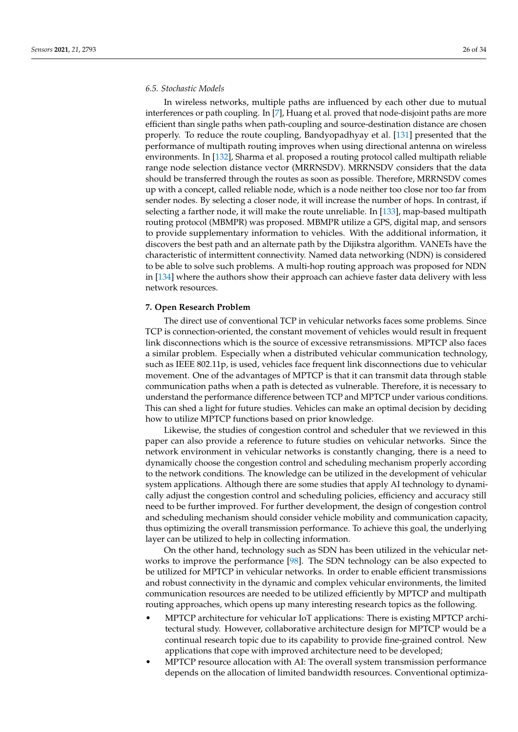### 6.5. Stochastic Models

In wireless networks, multiple paths are influenced by each other due to mutual interferences or path coupling. In [7], Huang et al. proved that node-disjoint paths are more efficient than single paths when path-coupling and source-destination distance are chosen properly. To reduce the route coupling, Bandyopadhyay et al. [131] presented that the performance of multipath routing improves when using directional antenna on wireless environments. In [132], Sharma et al. proposed a routing protocol called multipath reliable range node selection distance vector (MRRNSDV). MRRNSDV considers that the data should be transferred through the routes as soon as possible. Therefore, MRRNSDV comes up with a concept, called reliable node, which is a node neither too close nor too far from sender nodes. By selecting a closer node, it will increase the number of hops. In contrast, if selecting a farther node, it will make the route unreliable. In [133], map-based multipath routing protocol (MBMPR) was proposed. MBMPR utilize a GPS, digital map, and sensors to provide supplementary information to vehicles. With the additional information, it discovers the best path and an alternate path by the Dijikstra algorithm. VANETs have the characteristic of intermittent connectivity. Named data networking (NDN) is considered to be able to solve such problems. A multi-hop routing approach was proposed for NDN in [134] where the authors show their approach can achieve faster data delivery with less network resources.

## 7. Open Research Problem

The direct use of conventional TCP in vehicular networks faces some problems. Since TCP is connection-oriented, the constant movement of vehicles would result in frequent link disconnections which is the source of excessive retransmissions. MPTCP also faces a similar problem. Especially when a distributed vehicular communication technology, such as IEEE 802.11p, is used, vehicles face frequent link disconnections due to vehicular movement. One of the advantages of MPTCP is that it can transmit data through stable communication paths when a path is detected as vulnerable. Therefore, it is necessary to understand the performance difference between TCP and MPTCP under various conditions. This can shed a light for future studies. Vehicles can make an optimal decision by deciding how to utilize MPTCP functions based on prior knowledge.

Likewise, the studies of congestion control and scheduler that we reviewed in this paper can also provide a reference to future studies on vehicular networks. Since the network environment in vehicular networks is constantly changing, there is a need to dynamically choose the congestion control and scheduling mechanism properly according to the network conditions. The knowledge can be utilized in the development of vehicular system applications. Although there are some studies that apply AI technology to dynamically adjust the congestion control and scheduling policies, efficiency and accuracy still need to be further improved. For further development, the design of congestion control and scheduling mechanism should consider vehicle mobility and communication capacity, thus optimizing the overall transmission performance. To achieve this goal, the underlying layer can be utilized to help in collecting information.

On the other hand, technology such as SDN has been utilized in the vehicular networks to improve the performance [98]. The SDN technology can be also expected to be utilized for MPTCP in vehicular networks. In order to enable efficient transmissions and robust connectivity in the dynamic and complex vehicular environments, the limited communication resources are needed to be utilized efficiently by MPTCP and multipath routing approaches, which opens up many interesting research topics as the following.

- MPTCP architecture for vehicular IoT applications: There is existing MPTCP architectural study. However, collaborative architecture design for MPTCP would be a continual research topic due to its capability to provide fine-grained control. New applications that cope with improved architecture need to be developed;
- MPTCP resource allocation with AI: The overall system transmission performance depends on the allocation of limited bandwidth resources. Conventional optimiza-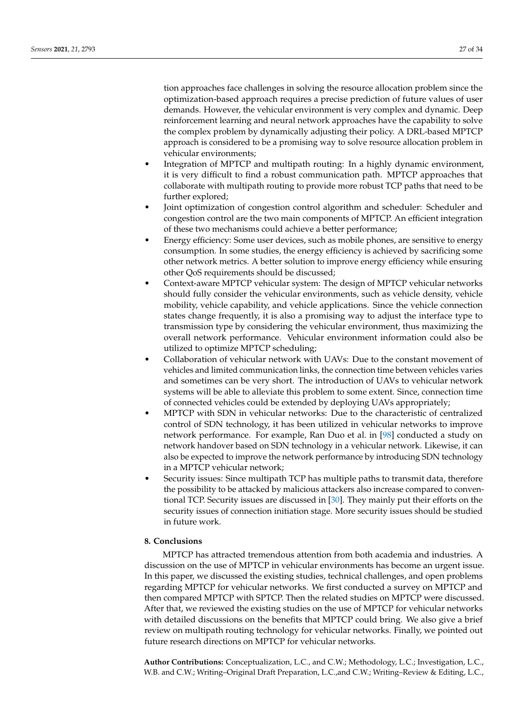tion approaches face challenges in solving the resource allocation problem since the optimization-based approach requires a precise prediction of future values of user demands. However, the vehicular environment is very complex and dynamic. Deep reinforcement learning and neural network approaches have the capability to solve the complex problem by dynamically adjusting their policy. A DRL-based MPTCP approach is considered to be a promising way to solve resource allocation problem in vehicular environments;

- Integration of MPTCP and multipath routing: In a highly dynamic environment, it is very difficult to find a robust communication path. MPTCP approaches that collaborate with multipath routing to provide more robust TCP paths that need to be further explored;
- Joint optimization of congestion control algorithm and scheduler: Scheduler and congestion control are the two main components of MPTCP. An efficient integration of these two mechanisms could achieve a better performance;
- Energy efficiency: Some user devices, such as mobile phones, are sensitive to energy consumption. In some studies, the energy efficiency is achieved by sacrificing some other network metrics. A better solution to improve energy efficiency while ensuring other QoS requirements should be discussed;
- Context-aware MPTCP vehicular system: The design of MPTCP vehicular networks should fully consider the vehicular environments, such as vehicle density, vehicle mobility, vehicle capability, and vehicle applications. Since the vehicle connection states change frequently, it is also a promising way to adjust the interface type to transmission type by considering the vehicular environment, thus maximizing the overall network performance. Vehicular environment information could also be utilized to optimize MPTCP scheduling;
- Collaboration of vehicular network with UAVs: Due to the constant movement of vehicles and limited communication links, the connection time between vehicles varies and sometimes can be very short. The introduction of UAVs to vehicular network systems will be able to alleviate this problem to some extent. Since, connection time of connected vehicles could be extended by deploying UAVs appropriately;
- MPTCP with SDN in vehicular networks: Due to the characteristic of centralized control of SDN technology, it has been utilized in vehicular networks to improve network performance. For example, Ran Duo et al. in [98] conducted a study on network handover based on SDN technology in a vehicular network. Likewise, it can also be expected to improve the network performance by introducing SDN technology in a MPTCP vehicular network;
- Security issues: Since multipath TCP has multiple paths to transmit data, therefore the possibility to be attacked by malicious attackers also increase compared to conventional TCP. Security issues are discussed in [30]. They mainly put their efforts on the security issues of connection initiation stage. More security issues should be studied in future work.

## 8. Conclusions

MPTCP has attracted tremendous attention from both academia and industries. A discussion on the use of MPTCP in vehicular environments has become an urgent issue. In this paper, we discussed the existing studies, technical challenges, and open problems regarding MPTCP for vehicular networks. We first conducted a survey on MPTCP and then compared MPTCP with SPTCP. Then the related studies on MPTCP were discussed. After that, we reviewed the existing studies on the use of MPTCP for vehicular networks with detailed discussions on the benefits that MPTCP could bring. We also give a brief review on multipath routing technology for vehicular networks. Finally, we pointed out future research directions on MPTCP for vehicular networks.

**Author Contributions:** Conceptualization, L.C., and C.W.; Methodology, L.C.; Investigation, L.C., W.B. and C.W.; Writing–Original Draft Preparation, L.C.,and C.W.; Writing–Review & Editing, L.C.,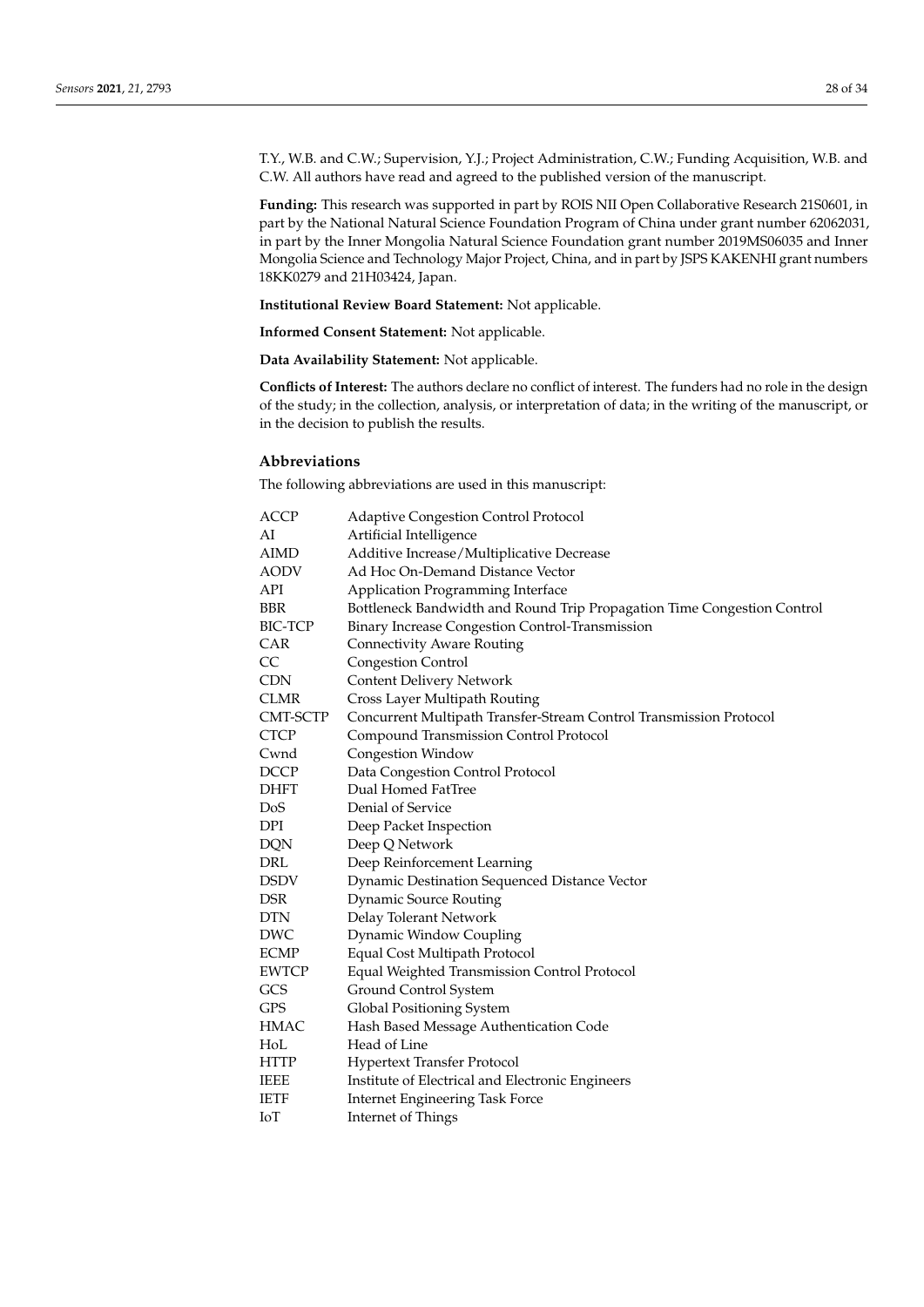T.Y., W.B. and C.W.; Supervision, Y.J.; Project Administration, C.W.; Funding Acquisition, W.B. and C.W. All authors have read and agreed to the published version of the manuscript.

**Funding:** This research was supported in part by ROIS NII Open Collaborative Research 21S0601, in part by the National Natural Science Foundation Program of China under grant number 62062031, in part by the Inner Mongolia Natural Science Foundation grant number 2019MS06035 and Inner Mongolia Science and Technology Major Project, China, and in part by JSPS KAKENHI grant numbers 18KK0279 and 21H03424, Japan.

**Institutional Review Board Statement:** Not applicable.

**Informed Consent Statement:** Not applicable.

**Data Availability Statement:** Not applicable.

**Conflicts of Interest:** The authors declare no conflict of interest. The funders had no role in the design of the study; in the collection, analysis, or interpretation of data; in the writing of the manuscript, or in the decision to publish the results.

## Abbreviations

The following abbreviations are used in this manuscript:

| | |
|---|---|
| ACCP | Adaptive Congestion Control Protocol |
| AI | Artificial Intelligence |
| AIMD | Additive Increase/Multiplicative Decrease |
| AODV | Ad Hoc On-Demand Distance Vector |
| API | Application Programming Interface |
| BBR | Bottleneck Bandwidth and Round Trip Propagation Time Congestion Control |
| BIC-TCP | Binary Increase Congestion Control-Transmission |
| CAR | Connectivity Aware Routing |
| CC | Congestion Control |
| CDN | Content Delivery Network |
| CLMR | Cross Layer Multipath Routing |
| CMT-SCTP | Concurrent Multipath Transfer-Stream Control Transmission Protocol |
| CTCP | Compound Transmission Control Protocol |
| Cwnd | Congestion Window |
| DCCP | Data Congestion Control Protocol |
| DHFT | Dual Homed FatTree |
| DoS | Denial of Service |
| DPI | Deep Packet Inspection |
| DQN | Deep Q Network |
| DRL | Deep Reinforcement Learning |
| DSDV | Dynamic Destination Sequenced Distance Vector |
| DSR | Dynamic Source Routing |
| DTN | Delay Tolerant Network |
| DWC | Dynamic Window Coupling |
| ECMP | Equal Cost Multipath Protocol |
| EWTCP | Equal Weighted Transmission Control Protocol |
| GCS | Ground Control System |
| GPS | Global Positioning System |
| HMAC | Hash Based Message Authentication Code |
| HoL | Head of Line |
| HTTP | Hypertext Transfer Protocol |
| IEEE | Institute of Electrical and Electronic Engineers |
| IETF | Internet Engineering Task Force |
| IoT | Internet of Things |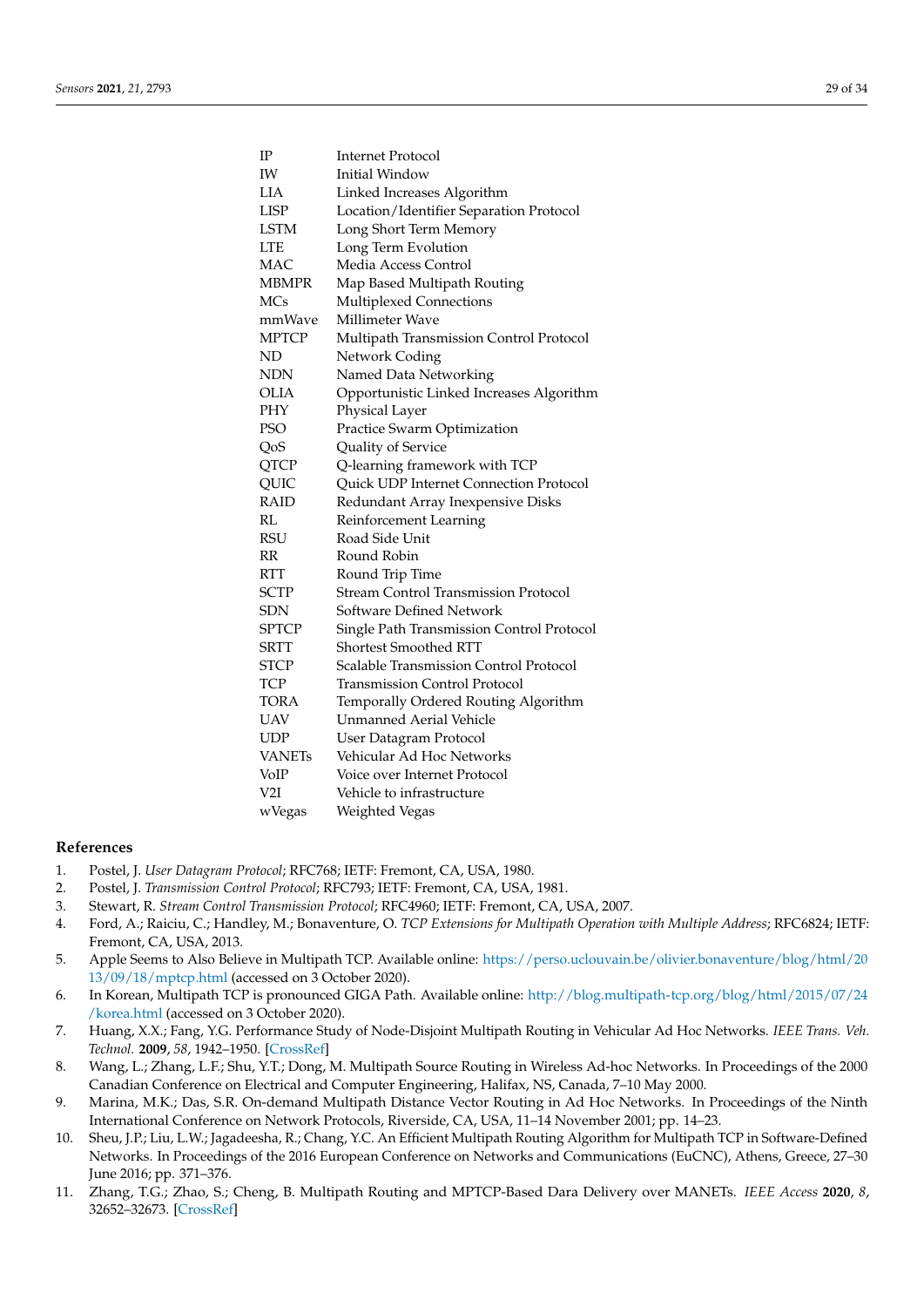| | |
|---|---|
| IP | Internet Protocol |
| IW | Initial Window |
| LIA | Linked Increases Algorithm |
| LISP | Location/Identifier Separation Protocol |
| LSTM | Long Short Term Memory |
| LTE | Long Term Evolution |
| MAC | Media Access Control |
| MBMPR | Map Based Multipath Routing |
| MCs | Multiplexed Connections |
| mmWave | Millimeter Wave |
| MPTCP | Multipath Transmission Control Protocol |
| ND | Network Coding |
| NDN | Named Data Networking |
| OLIA | Opportunistic Linked Increases Algorithm |
| PHY | Physical Layer |
| PSO | Practice Swarm Optimization |
| QoS | Quality of Service |
| QTCP | Q-learning framework with TCP |
| QUIC | Quick UDP Internet Connection Protocol |
| RAID | Redundant Array Inexpensive Disks |
| RL | Reinforcement Learning |
| RSU | Road Side Unit |
| RR | Round Robin |
| RTT | Round Trip Time |
| SCTP | Stream Control Transmission Protocol |
| SDN | Software Defined Network |
| SPTCP | Single Path Transmission Control Protocol |
| SRTT | Shortest Smoothed RTT |
| STCP | Scalable Transmission Control Protocol |
| TCP | Transmission Control Protocol |
| TORA | Temporally Ordered Routing Algorithm |
| UAV | Unmanned Aerial Vehicle |
| UDP | User Datagram Protocol |
| VANETs | Vehicular Ad Hoc Networks |
| VoIP | Voice over Internet Protocol |
| V2I | Vehicle to infrastructure |
| wVegas | Weighted Vegas |

## References

1. Postel, J. *User Datagram Protocol*; RFC768; IETF: Fremont, CA, USA, 1980.
2. Postel, J. *Transmission Control Protocol*; RFC793; IETF: Fremont, CA, USA, 1981.
3. Stewart, R. *Stream Control Transmission Protocol*; RFC4960; IETF: Fremont, CA, USA, 2007.
4. Ford, A.; Raiciu, C.; Handley, M.; Bonaventure, O. *TCP Extensions for Multipath Operation with Multiple Address*; RFC6824; IETF: Fremont, CA, USA, 2013.
5. Apple Seems to Also Believe in Multipath TCP. Available online: https://perso.uclouvain.be/olivier.bonaventure/blog/html/2013/09/18/mptcp.html (accessed on 3 October 2020).
6. In Korean, Multipath TCP is pronounced GIGA Path. Available online: http://blog.multipath-tcp.org/blog/html/2015/07/24/korea.html (accessed on 3 October 2020).
7. Huang, X.X.; Fang, Y.G. Performance Study of Node-Disjoint Multipath Routing in Vehicular Ad Hoc Networks. *IEEE Trans. Veh. Technol.* **2009**, *58*, 1942–1950. [CrossRef]
8. Wang, L.; Zhang, L.F.; Shu, Y.T.; Dong, M. Multipath Source Routing in Wireless Ad-hoc Networks. In Proceedings of the 2000 Canadian Conference on Electrical and Computer Engineering, Halifax, NS, Canada, 7–10 May 2000.
9. Marina, M.K.; Das, S.R. On-demand Multipath Distance Vector Routing in Ad Hoc Networks. In Proceedings of the Ninth International Conference on Network Protocols, Riverside, CA, USA, 11–14 November 2001; pp. 14–23.
10. Sheu, J.P.; Liu, L.W.; Jagadeesha, R.; Chang, Y.C. An Efficient Multipath Routing Algorithm for Multipath TCP in Software-Defined Networks. In Proceedings of the 2016 European Conference on Networks and Communications (EuCNC), Athens, Greece, 27–30 June 2016; pp. 371–376.
11. Zhang, T.G.; Zhao, S.; Cheng, B. Multipath Routing and MPTCP-Based Dara Delivery over MANETs. *IEEE Access* **2020**, *8*, 32652–32673. [CrossRef]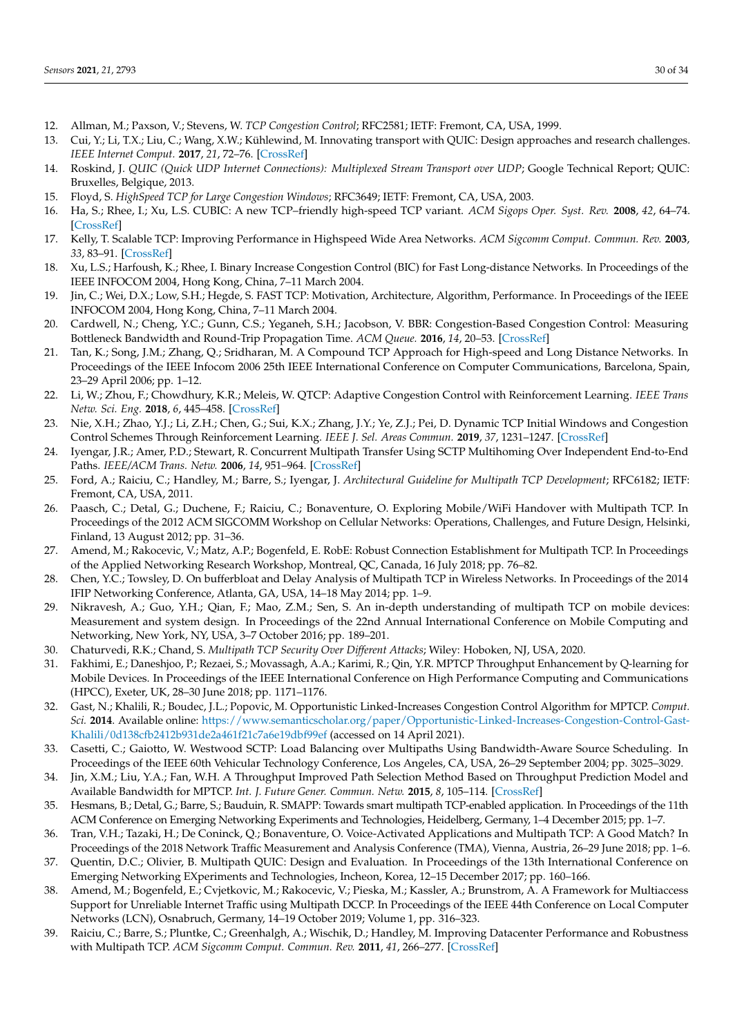12. Allman, M.; Paxson, V.; Stevens, W. *TCP Congestion Control*; RFC2581; IETF: Fremont, CA, USA, 1999.
13. Cui, Y.; Li, T.X.; Liu, C.; Wang, X.W.; Kühlewind, M. Innovating transport with QUIC: Design approaches and research challenges. *IEEE Internet Comput.* **2017**, *21*, 72–76. [CrossRef]
14. Roskind, J. *QUIC (Quick UDP Internet Connections): Multiplexed Stream Transport over UDP*; Google Technical Report; QUIC: Bruxelles, Belgique, 2013.
15. Floyd, S. *HighSpeed TCP for Large Congestion Windows*; RFC3649; IETF: Fremont, CA, USA, 2003.
16. Ha, S.; Rhee, I.; Xu, L.S. CUBIC: A new TCP–friendly high-speed TCP variant. *ACM Sigops Oper. Syst. Rev.* **2008**, *42*, 64–74. [CrossRef]
17. Kelly, T. Scalable TCP: Improving Performance in Highspeed Wide Area Networks. *ACM Sigcomm Comput. Commun. Rev.* **2003**, *33*, 83–91. [CrossRef]
18. Xu, L.S.; Harfoush, K.; Rhee, I. Binary Increase Congestion Control (BIC) for Fast Long-distance Networks. In Proceedings of the IEEE INFOCOM 2004, Hong Kong, China, 7–11 March 2004.
19. Jin, C.; Wei, D.X.; Low, S.H.; Hegde, S. FAST TCP: Motivation, Architecture, Algorithm, Performance. In Proceedings of the IEEE INFOCOM 2004, Hong Kong, China, 7–11 March 2004.
20. Cardwell, N.; Cheng, Y.C.; Gunn, C.S.; Yeganeh, S.H.; Jacobson, V. BBR: Congestion-Based Congestion Control: Measuring Bottleneck Bandwidth and Round-Trip Propagation Time. *ACM Queue.* **2016**, *14*, 20–53. [CrossRef]
21. Tan, K.; Song, J.M.; Zhang, Q.; Sridharan, M. A Compound TCP Approach for High-speed and Long Distance Networks. In Proceedings of the IEEE Infocom 2006 25th IEEE International Conference on Computer Communications, Barcelona, Spain, 23–29 April 2006; pp. 1–12.
22. Li, W.; Zhou, F.; Chowdhury, K.R.; Meleis, W. QTCP: Adaptive Congestion Control with Reinforcement Learning. *IEEE Trans Netw. Sci. Eng.* **2018**, *6*, 445–458. [CrossRef]
23. Nie, X.H.; Zhao, Y.J.; Li, Z.H.; Chen, G.; Sui, K.X.; Zhang, J.Y.; Ye, Z.J.; Pei, D. Dynamic TCP Initial Windows and Congestion Control Schemes Through Reinforcement Learning. *IEEE J. Sel. Areas Commun.* **2019**, *37*, 1231–1247. [CrossRef]
24. Iyengar, J.R.; Amer, P.D.; Stewart, R. Concurrent Multipath Transfer Using SCTP Multihoming Over Independent End-to-End Paths. *IEEE/ACM Trans. Netw.* **2006**, *14*, 951–964. [CrossRef]
25. Ford, A.; Raiciu, C.; Handley, M.; Barre, S.; Iyengar, J. *Architectural Guideline for Multipath TCP Development*; RFC6182; IETF: Fremont, CA, USA, 2011.
26. Paasch, C.; Detal, G.; Duchene, F.; Raiciu, C.; Bonaventure, O. Exploring Mobile/WiFi Handover with Multipath TCP. In Proceedings of the 2012 ACM SIGCOMM Workshop on Cellular Networks: Operations, Challenges, and Future Design, Helsinki, Finland, 13 August 2012; pp. 31–36.
27. Amend, M.; Rakocevic, V.; Matz, A.P.; Bogenfeld, E. RobE: Robust Connection Establishment for Multipath TCP. In Proceedings of the Applied Networking Research Workshop, Montreal, QC, Canada, 16 July 2018; pp. 76–82.
28. Chen, Y.C.; Towsley, D. On bufferbloat and Delay Analysis of Multipath TCP in Wireless Networks. In Proceedings of the 2014 IFIP Networking Conference, Atlanta, GA, USA, 14–18 May 2014; pp. 1–9.
29. Nikravesh, A.; Guo, Y.H.; Qian, F.; Mao, Z.M.; Sen, S. An in-depth understanding of multipath TCP on mobile devices: Measurement and system design. In Proceedings of the 22nd Annual International Conference on Mobile Computing and Networking, New York, NY, USA, 3–7 October 2016; pp. 189–201.
30. Chaturvedi, R.K.; Chand, S. *Multipath TCP Security Over Different Attacks*; Wiley: Hoboken, NJ, USA, 2020.
31. Fakhimi, E.; Daneshjoo, P.; Rezaei, S.; Movassagh, A.A.; Karimi, R.; Qin, Y.R. MPTCP Throughput Enhancement by Q-learning for Mobile Devices. In Proceedings of the IEEE International Conference on High Performance Computing and Communications (HPCC), Exeter, UK, 28–30 June 2018; pp. 1171–1176.
32. Gast, N.; Khalili, R.; Boudec, J.L.; Popovic, M. Opportunistic Linked-Increases Congestion Control Algorithm for MPTCP. *Comput. Sci.* **2014**. Available online: https://www.semanticscholar.org/paper/Opportunistic-Linked-Increases-Congestion-Control-Gast-Khalili/0d138cfb2412b931de2a461f21c7a6e19dbf99ef (accessed on 14 April 2021).
33. Casetti, C.; Gaiotto, W. Westwood SCTP: Load Balancing over Multipaths Using Bandwidth-Aware Source Scheduling. In Proceedings of the IEEE 60th Vehicular Technology Conference, Los Angeles, CA, USA, 26–29 September 2004; pp. 3025–3029.
34. Jin, X.M.; Liu, Y.A.; Fan, W.H. A Throughput Improved Path Selection Method Based on Throughput Prediction Model and Available Bandwidth for MPTCP. *Int. J. Future Gener. Commun. Netw.* **2015**, *8*, 105–114. [CrossRef]
35. Hesmans, B.; Detal, G.; Barre, S.; Bauduin, R. SMAPP: Towards smart multipath TCP-enabled application. In Proceedings of the 11th ACM Conference on Emerging Networking Experiments and Technologies, Heidelberg, Germany, 1–4 December 2015; pp. 1–7.
36. Tran, V.H.; Tazaki, H.; De Coninck, Q.; Bonaventure, O. Voice-Activated Applications and Multipath TCP: A Good Match? In Proceedings of the 2018 Network Traffic Measurement and Analysis Conference (TMA), Vienna, Austria, 26–29 June 2018; pp. 1–6.
37. Quentin, D.C.; Olivier, B. Multipath QUIC: Design and Evaluation. In Proceedings of the 13th International Conference on Emerging Networking EXperiments and Technologies, Incheon, Korea, 12–15 December 2017; pp. 160–166.
38. Amend, M.; Bogenfeld, E.; Cvjetkovic, M.; Rakocevic, V.; Pieska, M.; Kassler, A.; Brunstrom, A. A Framework for Multiaccess Support for Unreliable Internet Traffic using Multipath DCCP. In Proceedings of the IEEE 44th Conference on Local Computer Networks (LCN), Osnabruch, Germany, 14–19 October 2019; Volume 1, pp. 316–323.
39. Raiciu, C.; Barre, S.; Pluntke, C.; Greenhalgh, A.; Wischik, D.; Handley, M. Improving Datacenter Performance and Robustness with Multipath TCP. *ACM Sigcomm Comput. Commun. Rev.* **2011**, *41*, 266–277. [CrossRef]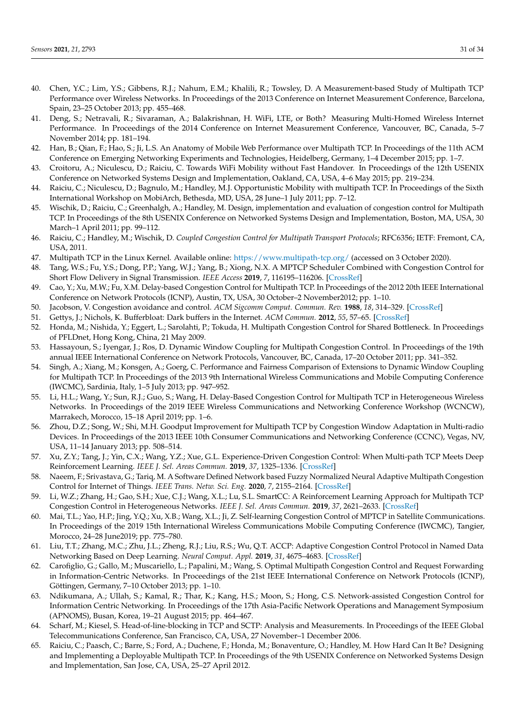40. Chen, Y.C.; Lim, Y.S.; Gibbens, R.J.; Nahum, E.M.; Khalili, R.; Towsley, D. A Measurement-based Study of Multipath TCP Performance over Wireless Networks. In Proceedings of the 2013 Conference on Internet Measurement Conference, Barcelona, Spain, 23–25 October 2013; pp. 455–468.
41. Deng, S.; Netravali, R.; Sivaraman, A.; Balakrishnan, H. WiFi, LTE, or Both? Measuring Multi-Homed Wireless Internet Performance. In Proceedings of the 2014 Conference on Internet Measurement Conference, Vancouver, BC, Canada, 5–7 November 2014; pp. 181–194.
42. Han, B.; Qian, F.; Hao, S.; Ji, L.S. An Anatomy of Mobile Web Performance over Multipath TCP. In Proceedings of the 11th ACM Conference on Emerging Networking Experiments and Technologies, Heidelberg, Germany, 1–4 December 2015; pp. 1–7.
43. Croitoru, A.; Niculescu, D.; Raiciu, C. Towards WiFi Mobility without Fast Handover. In Proceedings of the 12th USENIX Conference on Networked Systems Design and Implementation, Oakland, CA, USA, 4–6 May 2015; pp. 219–234.
44. Raiciu, C.; Niculescu, D.; Bagnulo, M.; Handley, M.J. Opportunistic Mobility with multipath TCP. In Proceedings of the Sixth International Workshop on MobiArch, Bethesda, MD, USA, 28 June–1 July 2011; pp. 7–12.
45. Wischik, D.; Raiciu, C.; Greenhalgh, A.; Handley, M. Design, implementation and evaluation of congestion control for Multipath TCP. In Proceedings of the 8th USENIX Conference on Networked Systems Design and Implementation, Boston, MA, USA, 30 March–1 April 2011; pp. 99–112.
46. Raiciu, C.; Handley, M.; Wischik, D. *Coupled Congestion Control for Multipath Transport Protocols*; RFC6356; IETF: Fremont, CA, USA, 2011.
47. Multipath TCP in the Linux Kernel. Available online: https://www.multipath-tcp.org/ (accessed on 3 October 2020).
48. Tang, W.S.; Fu, Y.S.; Dong, P.P.; Yang, W.J.; Yang, B.; Xiong, N.X. A MPTCP Scheduler Combined with Congestion Control for Short Flow Delivery in Signal Transmission. *IEEE Access* **2019**, *7*, 116195–116206. [CrossRef]
49. Cao, Y.; Xu, M.W.; Fu, X.M. Delay-based Congestion Control for Multipath TCP. In Proceedings of the 2012 20th IEEE International Conference on Network Protocols (ICNP), Austin, TX, USA, 30 October–2 November2012; pp. 1–10.
50. Jacobson, V. Congestion avoidance and control. *ACM Sigcomm Comput. Commun. Rev.* **1988**, *18*, 314–329. [CrossRef]
51. Gettys, J.; Nichols, K. Bufferbloat: Dark buffers in the Internet. *ACM Commun.* **2012**, *55*, 57–65. [CrossRef]
52. Honda, M.; Nishida, Y.; Eggert, L.; Sarolahti, P.; Tokuda, H. Multipath Congestion Control for Shared Bottleneck. In Proceedings of PFLDnet, Hong Kong, China, 21 May 2009.
53. Hassayoun, S.; Iyengar, J.; Ros, D. Dynamic Window Coupling for Multipath Congestion Control. In Proceedings of the 19th annual IEEE International Conference on Network Protocols, Vancouver, BC, Canada, 17–20 October 2011; pp. 341–352.
54. Singh, A.; Xiang, M.; Konsgen, A.; Goerg, C. Performance and Fairness Comparison of Extensions to Dynamic Window Coupling for Multipath TCP. In Proceedings of the 2013 9th International Wireless Communications and Mobile Computing Conference (IWCMC), Sardinia, Italy, 1–5 July 2013; pp. 947–952.
55. Li, H.L.; Wang, Y.; Sun, R.J.; Guo, S.; Wang, H. Delay-Based Congestion Control for Multipath TCP in Heterogeneous Wireless Networks. In Proceedings of the 2019 IEEE Wireless Communications and Networking Conference Workshop (WCNCW), Marrakech, Morocco, 15–18 April 2019; pp. 1–6.
56. Zhou, D.Z.; Song, W.; Shi, M.H. Goodput Improvement for Multipath TCP by Congestion Window Adaptation in Multi-radio Devices. In Proceedings of the 2013 IEEE 10th Consumer Communications and Networking Conference (CCNC), Vegas, NV, USA, 11–14 January 2013; pp. 508–514.
57. Xu, Z.Y.; Tang, J.; Yin, C.X.; Wang, Y.Z.; Xue, G.L. Experience-Driven Congestion Control: When Multi-path TCP Meets Deep Reinforcement Learning. *IEEE J. Sel. Areas Commun.* **2019**, *37*, 1325–1336. [CrossRef]
58. Naeem, F.; Srivastava, G.; Tariq, M. A Software Defined Network based Fuzzy Normalized Neural Adaptive Multipath Congestion Control for Internet of Things. *IEEE Trans. Netw. Sci. Eng.* **2020**, *7*, 2155–2164. [CrossRef]
59. Li, W.Z.; Zhang, H.; Gao, S.H.; Xue, C.J.; Wang, X.L.; Lu, S.L. SmartCC: A Reinforcement Learning Approach for Multipath TCP Congestion Control in Heterogeneous Networks. *IEEE J. Sel. Areas Commun.* **2019**, *37*, 2621–2633. [CrossRef]
60. Mai, T.L.; Yao, H.P.; Jing, Y.Q.; Xu, X.B.; Wang, X.L.; Ji, Z. Self-learning Congestion Control of MPTCP in Satellite Communications. In Proceedings of the 2019 15th International Wireless Communications Mobile Computing Conference (IWCMC), Tangier, Morocco, 24–28 June2019; pp. 775–780.
61. Liu, T.T.; Zhang, M.C.; Zhu, J.L.; Zheng, R.J.; Liu, R.S.; Wu, Q.T. ACCP: Adaptive Congestion Control Protocol in Named Data Networking Based on Deep Learning. *Neural Comput. Appl.* **2019**, *31*, 4675–4683. [CrossRef]
62. Carofiglio, G.; Gallo, M.; Muscariello, L.; Papalini, M.; Wang, S. Optimal Multipath Congestion Control and Request Forwarding in Information-Centric Networks. In Proceedings of the 21st IEEE International Conference on Network Protocols (ICNP), Göttingen, Germany, 7–10 October 2013; pp. 1–10.
63. Ndikumana, A.; Ullah, S.; Kamal, R.; Thar, K.; Kang, H.S.; Moon, S.; Hong, C.S. Network-assisted Congestion Control for Information Centric Networking. In Proceedings of the 17th Asia-Pacific Network Operations and Management Symposium (APNOMS), Busan, Korea, 19–21 August 2015; pp. 464–467.
64. Scharf, M.; Kiesel, S. Head-of-line-blocking in TCP and SCTP: Analysis and Measurements. In Proceedings of the IEEE Global Telecommunications Conference, San Francisco, CA, USA, 27 November–1 December 2006.
65. Raiciu, C.; Paasch, C.; Barre, S.; Ford, A.; Duchene, F.; Honda, M.; Bonaventure, O.; Handley, M. How Hard Can It Be? Designing and Implementing a Deployable Multipath TCP. In Proceedings of the 9th USENIX Conference on Networked Systems Design and Implementation, San Jose, CA, USA, 25–27 April 2012.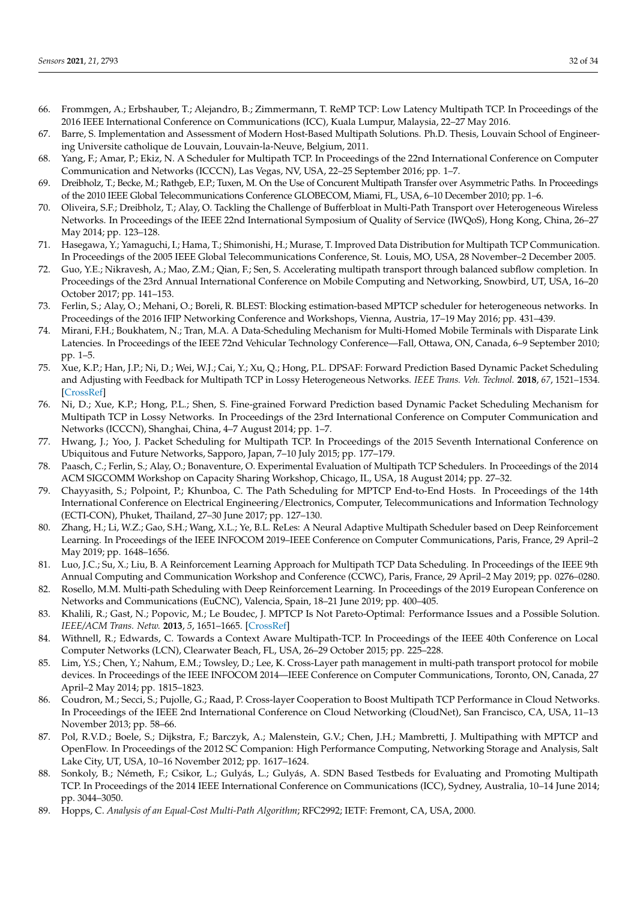66. Frommgen, A.; Erbshauber, T.; Alejandro, B.; Zimmermann, T. ReMP TCP: Low Latency Multipath TCP. In Proceedings of the 2016 IEEE International Conference on Communications (ICC), Kuala Lumpur, Malaysia, 22–27 May 2016.
67. Barre, S. Implementation and Assessment of Modern Host-Based Multipath Solutions. Ph.D. Thesis, Louvain School of Engineering Universite catholique de Louvain, Louvain-la-Neuve, Belgium, 2011.
68. Yang, F.; Amar, P.; Ekiz, N. A Scheduler for Multipath TCP. In Proceedings of the 22nd International Conference on Computer Communication and Networks (ICCCN), Las Vegas, NV, USA, 22–25 September 2016; pp. 1–7.
69. Dreibholz, T.; Becke, M.; Rathgeb, E.P.; Tuxen, M. On the Use of Concurent Multipath Transfer over Asymmetric Paths. In Proceedings of the 2010 IEEE Global Telecommunications Conference GLOBECOM, Miami, FL, USA, 6–10 December 2010; pp. 1–6.
70. Oliveira, S.F.; Dreibholz, T.; Alay, O. Tackling the Challenge of Bufferbloat in Multi-Path Transport over Heterogeneous Wireless Networks. In Proceedings of the IEEE 22nd International Symposium of Quality of Service (IWQoS), Hong Kong, China, 26–27 May 2014; pp. 123–128.
71. Hasegawa, Y.; Yamaguchi, I.; Hama, T.; Shimonishi, H.; Murase, T. Improved Data Distribution for Multipath TCP Communication. In Proceedings of the 2005 IEEE Global Telecommunications Conference, St. Louis, MO, USA, 28 November–2 December 2005.
72. Guo, Y.E.; Nikravesh, A.; Mao, Z.M.; Qian, F.; Sen, S. Accelerating multipath transport through balanced subflow completion. In Proceedings of the 23rd Annual International Conference on Mobile Computing and Networking, Snowbird, UT, USA, 16–20 October 2017; pp. 141–153.
73. Ferlin, S.; Alay, O.; Mehani, O.; Boreli, R. BLEST: Blocking estimation-based MPTCP scheduler for heterogeneous networks. In Proceedings of the 2016 IFIP Networking Conference and Workshops, Vienna, Austria, 17–19 May 2016; pp. 431–439.
74. Mirani, F.H.; Boukhatem, N.; Tran, M.A. A Data-Scheduling Mechanism for Multi-Homed Mobile Terminals with Disparate Link Latencies. In Proceedings of the IEEE 72nd Vehicular Technology Conference—Fall, Ottawa, ON, Canada, 6–9 September 2010; pp. 1–5.
75. Xue, K.P.; Han, J.P.; Ni, D.; Wei, W.J.; Cai, Y.; Xu, Q.; Hong, P.L. DPSAF: Forward Prediction Based Dynamic Packet Scheduling and Adjusting with Feedback for Multipath TCP in Lossy Heterogeneous Networks. *IEEE Trans. Veh. Technol.* **2018**, *67*, 1521–1534. [CrossRef]
76. Ni, D.; Xue, K.P.; Hong, P.L.; Shen, S. Fine-grained Forward Prediction based Dynamic Packet Scheduling Mechanism for Multipath TCP in Lossy Networks. In Proceedings of the 23rd International Conference on Computer Communication and Networks (ICCCN), Shanghai, China, 4–7 August 2014; pp. 1–7.
77. Hwang, J.; Yoo, J. Packet Scheduling for Multipath TCP. In Proceedings of the 2015 Seventh International Conference on Ubiquitous and Future Networks, Sapporo, Japan, 7–10 July 2015; pp. 177–179.
78. Paasch, C.; Ferlin, S.; Alay, O.; Bonaventure, O. Experimental Evaluation of Multipath TCP Schedulers. In Proceedings of the 2014 ACM SIGCOMM Workshop on Capacity Sharing Workshop, Chicago, IL, USA, 18 August 2014; pp. 27–32.
79. Chayyasith, S.; Polpoint, P.; Khunboa, C. The Path Scheduling for MPTCP End-to-End Hosts. In Proceedings of the 14th International Conference on Electrical Engineering/Electronics, Computer, Telecommunications and Information Technology (ECTI-CON), Phuket, Thailand, 27–30 June 2017; pp. 127–130.
80. Zhang, H.; Li, W.Z.; Gao, S.H.; Wang, X.L.; Ye, B.L. ReLes: A Neural Adaptive Multipath Scheduler based on Deep Reinforcement Learning. In Proceedings of the IEEE INFOCOM 2019–IEEE Conference on Computer Communications, Paris, France, 29 April–2 May 2019; pp. 1648–1656.
81. Luo, J.C.; Su, X.; Liu, B. A Reinforcement Learning Approach for Multipath TCP Data Scheduling. In Proceedings of the IEEE 9th Annual Computing and Communication Workshop and Conference (CCWC), Paris, France, 29 April–2 May 2019; pp. 0276–0280.
82. Rosello, M.M. Multi-path Scheduling with Deep Reinforcement Learning. In Proceedings of the 2019 European Conference on Networks and Communications (EuCNC), Valencia, Spain, 18–21 June 2019; pp. 400–405.
83. Khalili, R.; Gast, N.; Popovic, M.; Le Boudec, J. MPTCP Is Not Pareto-Optimal: Performance Issues and a Possible Solution. *IEEE/ACM Trans. Netw.* **2013**, *5*, 1651–1665. [CrossRef]
84. Withnell, R.; Edwards, C. Towards a Context Aware Multipath-TCP. In Proceedings of the IEEE 40th Conference on Local Computer Networks (LCN), Clearwater Beach, FL, USA, 26–29 October 2015; pp. 225–228.
85. Lim, Y.S.; Chen, Y.; Nahum, E.M.; Towsley, D.; Lee, K. Cross-Layer path management in multi-path transport protocol for mobile devices. In Proceedings of the IEEE INFOCOM 2014—IEEE Conference on Computer Communications, Toronto, ON, Canada, 27 April–2 May 2014; pp. 1815–1823.
86. Coudron, M.; Secci, S.; Pujolle, G.; Raad, P. Cross-layer Cooperation to Boost Multipath TCP Performance in Cloud Networks. In Proceedings of the IEEE 2nd International Conference on Cloud Networking (CloudNet), San Francisco, CA, USA, 11–13 November 2013; pp. 58–66.
87. Pol, R.V.D.; Boele, S.; Dijkstra, F.; Barczyk, A.; Malenstein, G.V.; Chen, J.H.; Mambretti, J. Multipathing with MPTCP and OpenFlow. In Proceedings of the 2012 SC Companion: High Performance Computing, Networking Storage and Analysis, Salt Lake City, UT, USA, 10–16 November 2012; pp. 1617–1624.
88. Sonkoly, B.; Németh, F.; Csikor, L.; Gulyás, L.; Gulyás, A. SDN Based Testbeds for Evaluating and Promoting Multipath TCP. In Proceedings of the 2014 IEEE International Conference on Communications (ICC), Sydney, Australia, 10–14 June 2014; pp. 3044–3050.
89. Hopps, C. *Analysis of an Equal-Cost Multi-Path Algorithm*; RFC2992; IETF: Fremont, CA, USA, 2000.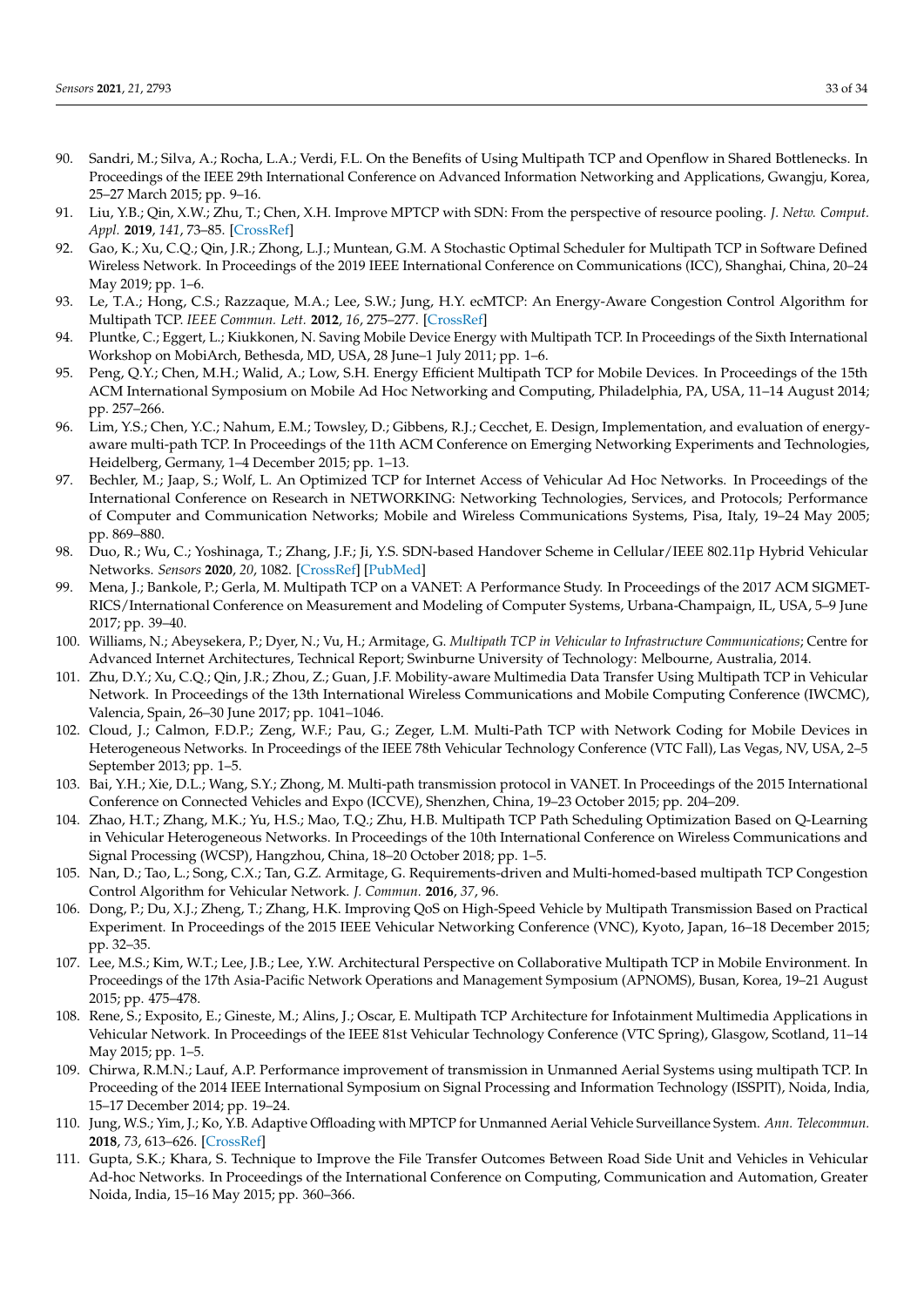90. Sandri, M.; Silva, A.; Rocha, L.A.; Verdi, F.L. On the Benefits of Using Multipath TCP and Openflow in Shared Bottlenecks. In Proceedings of the IEEE 29th International Conference on Advanced Information Networking and Applications, Gwangju, Korea, 25–27 March 2015; pp. 9–16.
91. Liu, Y.B.; Qin, X.W.; Zhu, T.; Chen, X.H. Improve MPTCP with SDN: From the perspective of resource pooling. *J. Netw. Comput. Appl.* **2019**, *141*, 73–85. [CrossRef]
92. Gao, K.; Xu, C.Q.; Qin, J.R.; Zhong, L.J.; Muntean, G.M. A Stochastic Optimal Scheduler for Multipath TCP in Software Defined Wireless Network. In Proceedings of the 2019 IEEE International Conference on Communications (ICC), Shanghai, China, 20–24 May 2019; pp. 1–6.
93. Le, T.A.; Hong, C.S.; Razzaque, M.A.; Lee, S.W.; Jung, H.Y. ecMTCP: An Energy-Aware Congestion Control Algorithm for Multipath TCP. *IEEE Commun. Lett.* **2012**, *16*, 275–277. [CrossRef]
94. Pluntke, C.; Eggert, L.; Kiukkonen, N. Saving Mobile Device Energy with Multipath TCP. In Proceedings of the Sixth International Workshop on MobiArch, Bethesda, MD, USA, 28 June–1 July 2011; pp. 1–6.
95. Peng, Q.Y.; Chen, M.H.; Walid, A.; Low, S.H. Energy Efficient Multipath TCP for Mobile Devices. In Proceedings of the 15th ACM International Symposium on Mobile Ad Hoc Networking and Computing, Philadelphia, PA, USA, 11–14 August 2014; pp. 257–266.
96. Lim, Y.S.; Chen, Y.C.; Nahum, E.M.; Towsley, D.; Gibbens, R.J.; Cecchet, E. Design, Implementation, and evaluation of energy-aware multi-path TCP. In Proceedings of the 11th ACM Conference on Emerging Networking Experiments and Technologies, Heidelberg, Germany, 1–4 December 2015; pp. 1–13.
97. Bechler, M.; Jaap, S.; Wolf, L. An Optimized TCP for Internet Access of Vehicular Ad Hoc Networks. In Proceedings of the International Conference on Research in NETWORKING: Networking Technologies, Services, and Protocols; Performance of Computer and Communication Networks; Mobile and Wireless Communications Systems, Pisa, Italy, 19–24 May 2005; pp. 869–880.
98. Duo, R.; Wu, C.; Yoshinaga, T.; Zhang, J.F.; Ji, Y.S. SDN-based Handover Scheme in Cellular/IEEE 802.11p Hybrid Vehicular Networks. *Sensors* **2020**, *20*, 1082. [CrossRef] [PubMed]
99. Mena, J.; Bankole, P.; Gerla, M. Multipath TCP on a VANET: A Performance Study. In Proceedings of the 2017 ACM SIGMETRICS/International Conference on Measurement and Modeling of Computer Systems, Urbana-Champaign, IL, USA, 5–9 June 2017; pp. 39–40.
100. Williams, N.; Abeysekera, P.; Dyer, N.; Vu, H.; Armitage, G. *Multipath TCP in Vehicular to Infrastructure Communications*; Centre for Advanced Internet Architectures, Technical Report; Swinburne University of Technology: Melbourne, Australia, 2014.
101. Zhu, D.Y.; Xu, C.Q.; Qin, J.R.; Zhou, Z.; Guan, J.F. Mobility-aware Multimedia Data Transfer Using Multipath TCP in Vehicular Network. In Proceedings of the 13th International Wireless Communications and Mobile Computing Conference (IWCMC), Valencia, Spain, 26–30 June 2017; pp. 1041–1046.
102. Cloud, J.; Calmon, F.D.P.; Zeng, W.F.; Pau, G.; Zeger, L.M. Multi-Path TCP with Network Coding for Mobile Devices in Heterogeneous Networks. In Proceedings of the IEEE 78th Vehicular Technology Conference (VTC Fall), Las Vegas, NV, USA, 2–5 September 2013; pp. 1–5.
103. Bai, Y.H.; Xie, D.L.; Wang, S.Y.; Zhong, M. Multi-path transmission protocol in VANET. In Proceedings of the 2015 International Conference on Connected Vehicles and Expo (ICCVE), Shenzhen, China, 19–23 October 2015; pp. 204–209.
104. Zhao, H.T.; Zhang, M.K.; Yu, H.S.; Mao, T.Q.; Zhu, H.B. Multipath TCP Path Scheduling Optimization Based on Q-Learning in Vehicular Heterogeneous Networks. In Proceedings of the 10th International Conference on Wireless Communications and Signal Processing (WCSP), Hangzhou, China, 18–20 October 2018; pp. 1–5.
105. Nan, D.; Tao, L.; Song, C.X.; Tan, G.Z. Armitage, G. Requirements-driven and Multi-homed-based multipath TCP Congestion Control Algorithm for Vehicular Network. *J. Commun.* **2016**, *37*, 96.
106. Dong, P.; Du, X.J.; Zheng, T.; Zhang, H.K. Improving QoS on High-Speed Vehicle by Multipath Transmission Based on Practical Experiment. In Proceedings of the 2015 IEEE Vehicular Networking Conference (VNC), Kyoto, Japan, 16–18 December 2015; pp. 32–35.
107. Lee, M.S.; Kim, W.T.; Lee, J.B.; Lee, Y.W. Architectural Perspective on Collaborative Multipath TCP in Mobile Environment. In Proceedings of the 17th Asia-Pacific Network Operations and Management Symposium (APNOMS), Busan, Korea, 19–21 August 2015; pp. 475–478.
108. Rene, S.; Exposito, E.; Gineste, M.; Alins, J.; Oscar, E. Multipath TCP Architecture for Infotainment Multimedia Applications in Vehicular Network. In Proceedings of the IEEE 81st Vehicular Technology Conference (VTC Spring), Glasgow, Scotland, 11–14 May 2015; pp. 1–5.
109. Chirwa, R.M.N.; Lauf, A.P. Performance improvement of transmission in Unmanned Aerial Systems using multipath TCP. In Proceeding of the 2014 IEEE International Symposium on Signal Processing and Information Technology (ISSPIT), Noida, India, 15–17 December 2014; pp. 19–24.
110. Jung, W.S.; Yim, J.; Ko, Y.B. Adaptive Offloading with MPTCP for Unmanned Aerial Vehicle Surveillance System. *Ann. Telecommun.* **2018**, *73*, 613–626. [CrossRef]
111. Gupta, S.K.; Khara, S. Technique to Improve the File Transfer Outcomes Between Road Side Unit and Vehicles in Vehicular Ad-hoc Networks. In Proceedings of the International Conference on Computing, Communication and Automation, Greater Noida, India, 15–16 May 2015; pp. 360–366.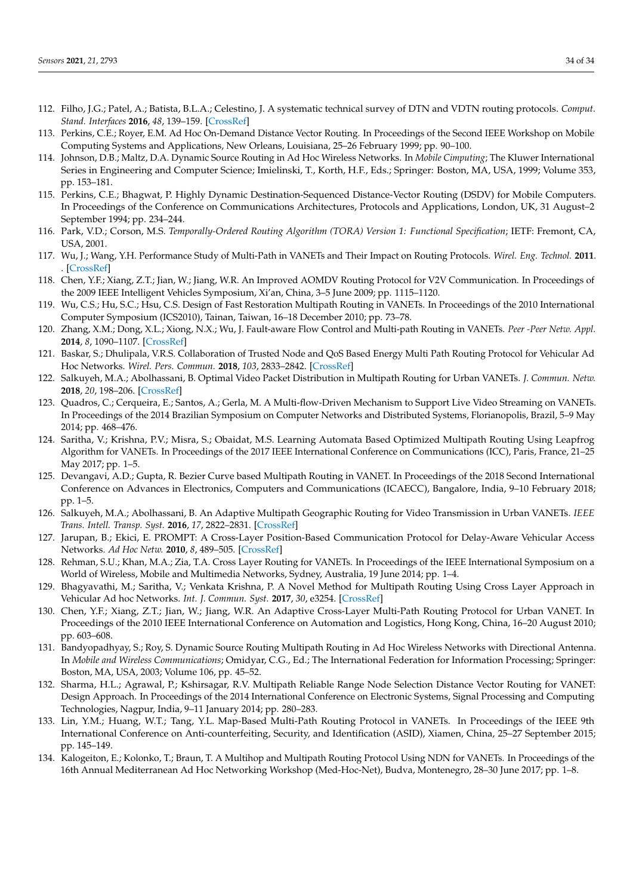112. Filho, J.G.; Patel, A.; Batista, B.L.A.; Celestino, J. A systematic technical survey of DTN and VDTN routing protocols. *Comput. Stand. Interfaces* **2016**, *48*, 139–159. [CrossRef]
113. Perkins, C.E.; Royer, E.M. Ad Hoc On-Demand Distance Vector Routing. In Proceedings of the Second IEEE Workshop on Mobile Computing Systems and Applications, New Orleans, Louisiana, 25–26 February 1999; pp. 90–100.
114. Johnson, D.B.; Maltz, D.A. Dynamic Source Routing in Ad Hoc Wireless Networks. In *Mobile Computing*; The Kluwer International Series in Engineering and Computer Science; Imielinski, T., Korth, H.F., Eds.; Springer: Boston, MA, USA, 1999; Volume 353, pp. 153–181.
115. Perkins, C.E.; Bhagwat, P. Highly Dynamic Destination-Sequenced Distance-Vector Routing (DSDV) for Mobile Computers. In Proceedings of the Conference on Communications Architectures, Protocols and Applications, London, UK, 31 August–2 September 1994; pp. 234–244.
116. Park, V.D.; Corson, M.S. *Temporally-Ordered Routing Algorithm (TORA) Version 1: Functional Specification*; IETF: Fremont, CA, USA, 2001.
117. Wu, J.; Wang, Y.H. Performance Study of Multi-Path in VANETs and Their Impact on Routing Protocols. *Wirel. Eng. Technol.* **2011**. . [CrossRef]
118. Chen, Y.F.; Xiang, Z.T.; Jian, W.; Jiang, W.R. An Improved AOMDV Routing Protocol for V2V Communication. In Proceedings of the 2009 IEEE Intelligent Vehicles Symposium, Xi'an, China, 3–5 June 2009; pp. 1115–1120.
119. Wu, C.S.; Hu, S.C.; Hsu, C.S. Design of Fast Restoration Multipath Routing in VANETs. In Proceedings of the 2010 International Computer Symposium (ICS2010), Tainan, Taiwan, 16–18 December 2010; pp. 73–78.
120. Zhang, X.M.; Dong, X.L.; Xiong, N.X.; Wu, J. Fault-aware Flow Control and Multi-path Routing in VANETs. *Peer -Peer Netw. Appl.* **2014**, *8*, 1090–1107. [CrossRef]
121. Baskar, S.; Dhulipala, V.R.S. Collaboration of Trusted Node and QoS Based Energy Multi Path Routing Protocol for Vehicular Ad Hoc Networks. *Wirel. Pers. Commun.* **2018**, *103*, 2833–2842. [CrossRef]
122. Salkuyeh, M.A.; Abolhassani, B. Optimal Video Packet Distribution in Multipath Routing for Urban VANETs. *J. Commun. Netw.* **2018**, *20*, 198–206. [CrossRef]
123. Quadros, C.; Cerqueira, E.; Santos, A.; Gerla, M. A Multi-flow-Driven Mechanism to Support Live Video Streaming on VANETs. In Proceedings of the 2014 Brazilian Symposium on Computer Networks and Distributed Systems, Florianopolis, Brazil, 5–9 May 2014; pp. 468–476.
124. Saritha, V.; Krishna, P.V.; Misra, S.; Obaidat, M.S. Learning Automata Based Optimized Multipath Routing Using Leapfrog Algorithm for VANETs. In Proceedings of the 2017 IEEE International Conference on Communications (ICC), Paris, France, 21–25 May 2017; pp. 1–5.
125. Devangavi, A.D.; Gupta, R. Bezier Curve based Multipath Routing in VANET. In Proceedings of the 2018 Second International Conference on Advances in Electronics, Computers and Communications (ICAECC), Bangalore, India, 9–10 February 2018; pp. 1–5.
126. Salkuyeh, M.A.; Abolhassani, B. An Adaptive Multipath Geographic Routing for Video Transmission in Urban VANETs. *IEEE Trans. Intell. Transp. Syst.* **2016**, *17*, 2822–2831. [CrossRef]
127. Jarupan, B.; Ekici, E. PROMPT: A Cross-Layer Position-Based Communication Protocol for Delay-Aware Vehicular Access Networks. *Ad Hoc Netw.* **2010**, *8*, 489–505. [CrossRef]
128. Rehman, S.U.; Khan, M.A.; Zia, T.A. Cross Layer Routing for VANETs. In Proceedings of the IEEE International Symposium on a World of Wireless, Mobile and Multimedia Networks, Sydney, Australia, 19 June 2014; pp. 1–4.
129. Bhagyavathi, M.; Saritha, V.; Venkata Krishna, P. A Novel Method for Multipath Routing Using Cross Layer Approach in Vehicular Ad hoc Networks. *Int. J. Commun. Syst.* **2017**, *30*, e3254. [CrossRef]
130. Chen, Y.F.; Xiang, Z.T.; Jian, W.; Jiang, W.R. An Adaptive Cross-Layer Multi-Path Routing Protocol for Urban VANET. In Proceedings of the 2010 IEEE International Conference on Automation and Logistics, Hong Kong, China, 16–20 August 2010; pp. 603–608.
131. Bandyopadhyay, S.; Roy, S. Dynamic Source Routing Multipath Routing in Ad Hoc Wireless Networks with Directional Antenna. In *Mobile and Wireless Communications*; Omidyar, C.G., Ed.; The International Federation for Information Processing; Springer: Boston, MA, USA, 2003; Volume 106, pp. 45–52.
132. Sharma, H.L.; Agrawal, P.; Kshirsagar, R.V. Multipath Reliable Range Node Selection Distance Vector Routing for VANET: Design Approach. In Proceedings of the 2014 International Conference on Electronic Systems, Signal Processing and Computing Technologies, Nagpur, India, 9–11 January 2014; pp. 280–283.
133. Lin, Y.M.; Huang, W.T.; Tang, Y.L. Map-Based Multi-Path Routing Protocol in VANETs. In Proceedings of the IEEE 9th International Conference on Anti-counterfeiting, Security, and Identification (ASID), Xiamen, China, 25–27 September 2015; pp. 145–149.
134. Kalogeiton, E.; Kolonko, T.; Braun, T. A Multihop and Multipath Routing Protocol Using NDN for VANETs. In Proceedings of the 16th Annual Mediterranean Ad Hoc Networking Workshop (Med-Hoc-Net), Budva, Montenegro, 28–30 June 2017; pp. 1–8.